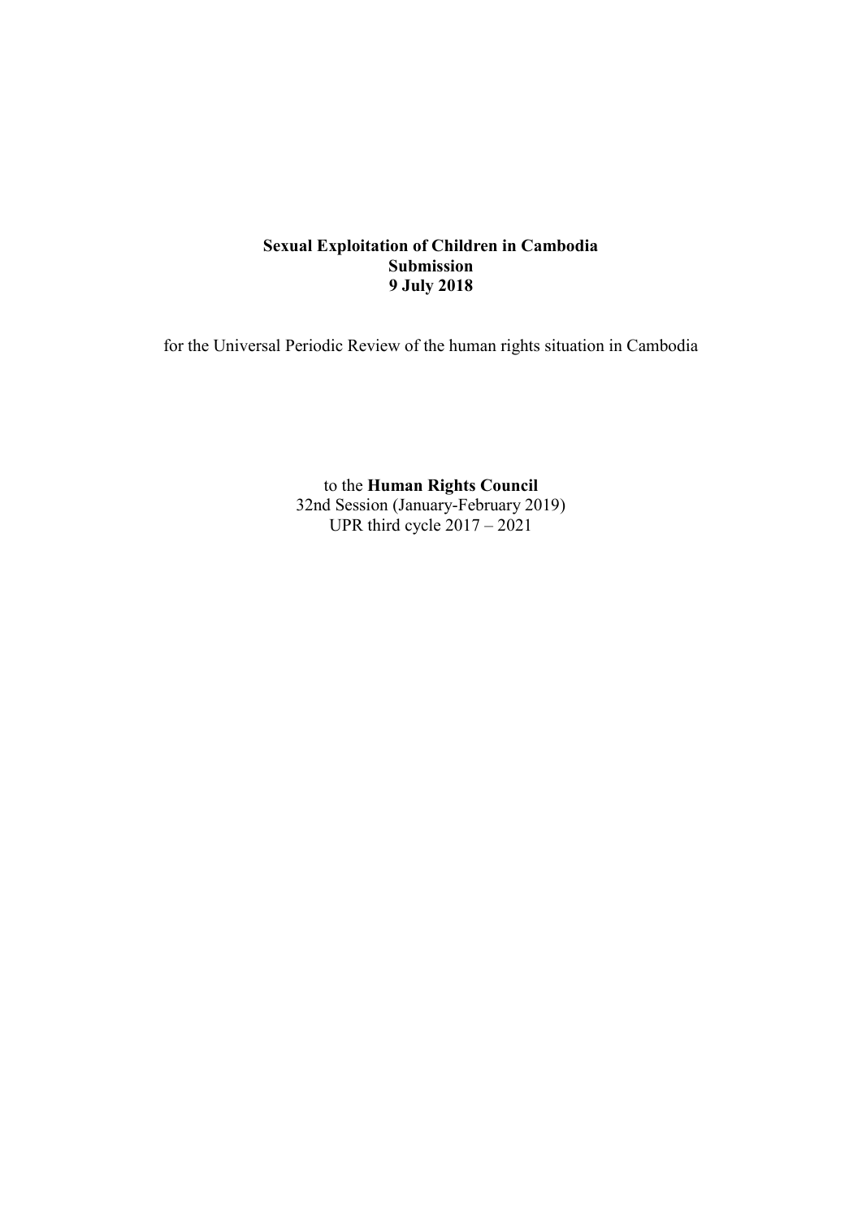**Sexual Exploitation of Children in Cambodia**
**Submission**
**9 July 2018**

for the Universal Periodic Review of the human rights situation in Cambodia

to the **Human Rights Council**
32nd Session (January-February 2019)
UPR third cycle 2017 – 2021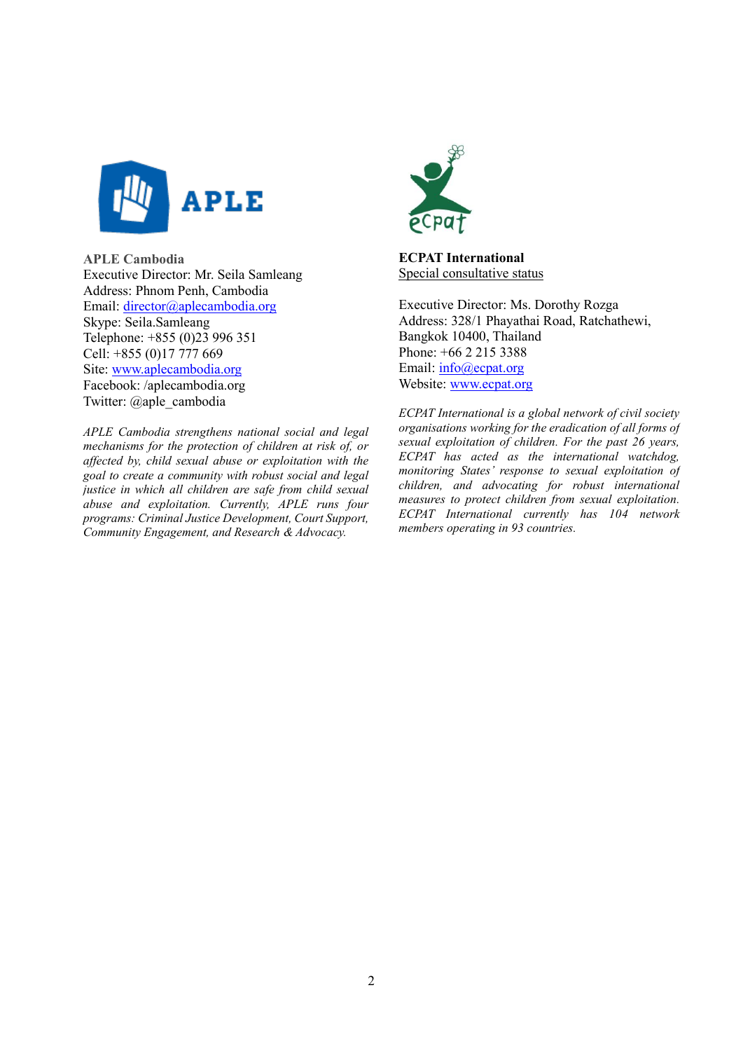**APLE Cambodia**
Executive Director: Mr. Seila Samleang
Address: Phnom Penh, Cambodia
Email: director@aplecambodia.org
Skype: Seila.Samleang
Telephone: +855 (0)23 996 351
Cell: +855 (0)17 777 669
Site: www.aplecambodia.org
Facebook: /aplecambodia.org
Twitter: @aple_cambodia

*APLE Cambodia strengthens national social and legal mechanisms for the protection of children at risk of, or affected by, child sexual abuse or exploitation with the goal to create a community with robust social and legal justice in which all children are safe from child sexual abuse and exploitation. Currently, APLE runs four programs: Criminal Justice Development, Court Support, Community Engagement, and Research & Advocacy.*

**ECPAT International**
Special consultative status

Executive Director: Ms. Dorothy Rozga
Address: 328/1 Phayathai Road, Ratchathewi, Bangkok 10400, Thailand
Phone: +66 2 215 3388
Email: info@ecpat.org
Website: www.ecpat.org

*ECPAT International is a global network of civil society organisations working for the eradication of all forms of sexual exploitation of children. For the past 26 years, ECPAT has acted as the international watchdog, monitoring States' response to sexual exploitation of children, and advocating for robust international measures to protect children from sexual exploitation. ECPAT International currently has 104 network members operating in 93 countries.*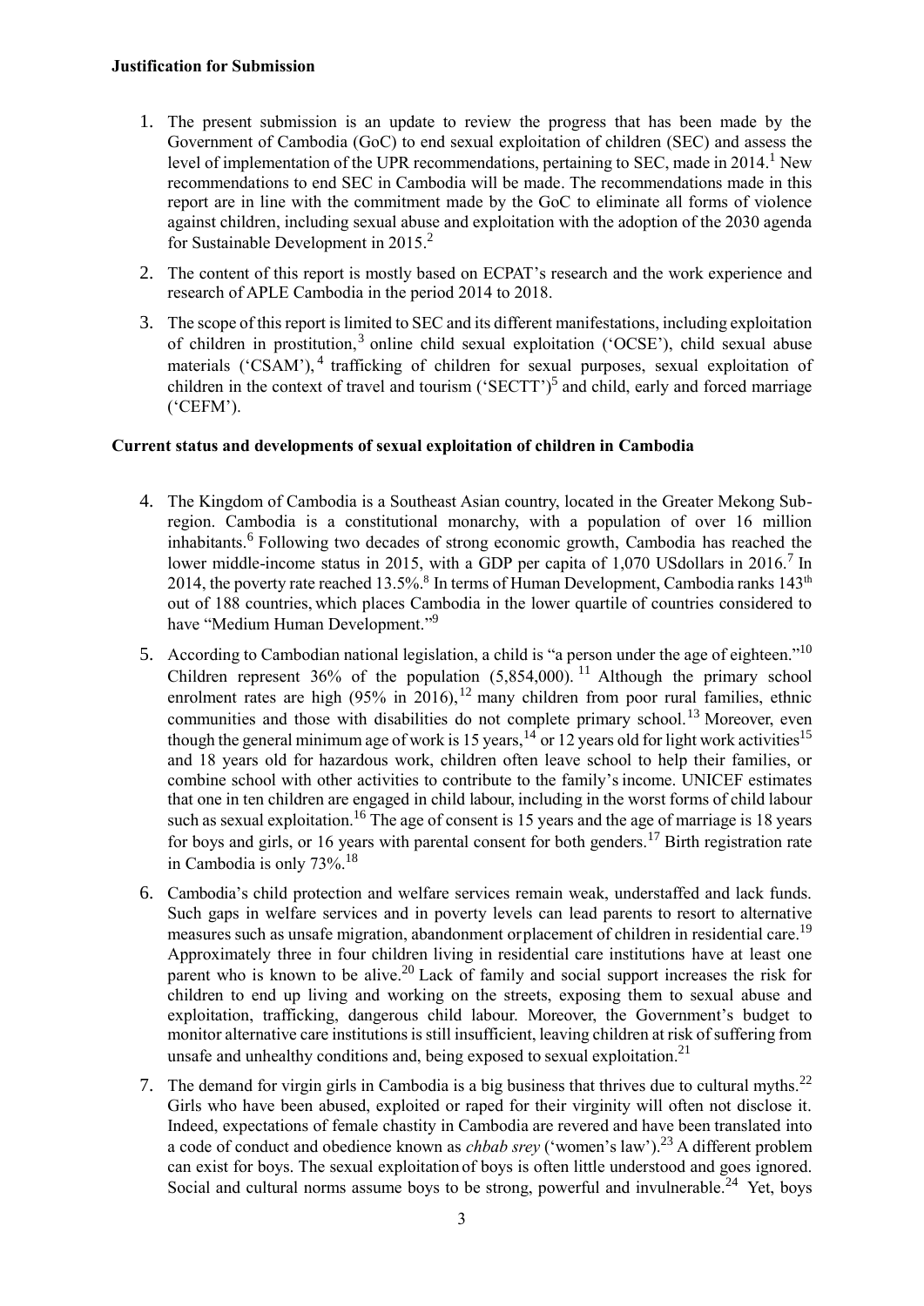**Justification for Submission**

1. The present submission is an update to review the progress that has been made by the Government of Cambodia (GoC) to end sexual exploitation of children (SEC) and assess the level of implementation of the UPR recommendations, pertaining to SEC, made in 2014.[1] New recommendations to end SEC in Cambodia will be made. The recommendations made in this report are in line with the commitment made by the GoC to eliminate all forms of violence against children, including sexual abuse and exploitation with the adoption of the 2030 agenda for Sustainable Development in 2015.[2]

2. The content of this report is mostly based on ECPAT's research and the work experience and research of APLE Cambodia in the period 2014 to 2018.

3. The scope of this report is limited to SEC and its different manifestations, including exploitation of children in prostitution,[3] online child sexual exploitation ('OCSE'), child sexual abuse materials ('CSAM'),[4] trafficking of children for sexual purposes, sexual exploitation of children in the context of travel and tourism ('SECTT')[5] and child, early and forced marriage ('CEFM').

**Current status and developments of sexual exploitation of children in Cambodia**

4. The Kingdom of Cambodia is a Southeast Asian country, located in the Greater Mekong Sub-region. Cambodia is a constitutional monarchy, with a population of over 16 million inhabitants.[6] Following two decades of strong economic growth, Cambodia has reached the lower middle-income status in 2015, with a GDP per capita of 1,070 USdollars in 2016.[7] In 2014, the poverty rate reached 13.5%.[8] In terms of Human Development, Cambodia ranks 143[th] out of 188 countries, which places Cambodia in the lower quartile of countries considered to have "Medium Human Development."[9]

5. According to Cambodian national legislation, a child is "a person under the age of eighteen."[10] Children represent 36% of the population (5,854,000).[11] Although the primary school enrolment rates are high (95% in 2016),[12] many children from poor rural families, ethnic communities and those with disabilities do not complete primary school.[13] Moreover, even though the general minimum age of work is 15 years,[14] or 12 years old for light work activities[15] and 18 years old for hazardous work, children often leave school to help their families, or combine school with other activities to contribute to the family's income. UNICEF estimates that one in ten children are engaged in child labour, including in the worst forms of child labour such as sexual exploitation.[16] The age of consent is 15 years and the age of marriage is 18 years for boys and girls, or 16 years with parental consent for both genders.[17] Birth registration rate in Cambodia is only 73%.[18]

6. Cambodia's child protection and welfare services remain weak, understaffed and lack funds. Such gaps in welfare services and in poverty levels can lead parents to resort to alternative measures such as unsafe migration, abandonment orplacement of children in residential care.[19] Approximately three in four children living in residential care institutions have at least one parent who is known to be alive.[20] Lack of family and social support increases the risk for children to end up living and working on the streets, exposing them to sexual abuse and exploitation, trafficking, dangerous child labour. Moreover, the Government's budget to monitor alternative care institutions is still insufficient, leaving children at risk of suffering from unsafe and unhealthy conditions and, being exposed to sexual exploitation.[21]

7. The demand for virgin girls in Cambodia is a big business that thrives due to cultural myths.[22] Girls who have been abused, exploited or raped for their virginity will often not disclose it. Indeed, expectations of female chastity in Cambodia are revered and have been translated into a code of conduct and obedience known as *chbab srey* ('women's law').[23] A different problem can exist for boys. The sexual exploitationof boys is often little understood and goes ignored. Social and cultural norms assume boys to be strong, powerful and invulnerable.[24] Yet, boys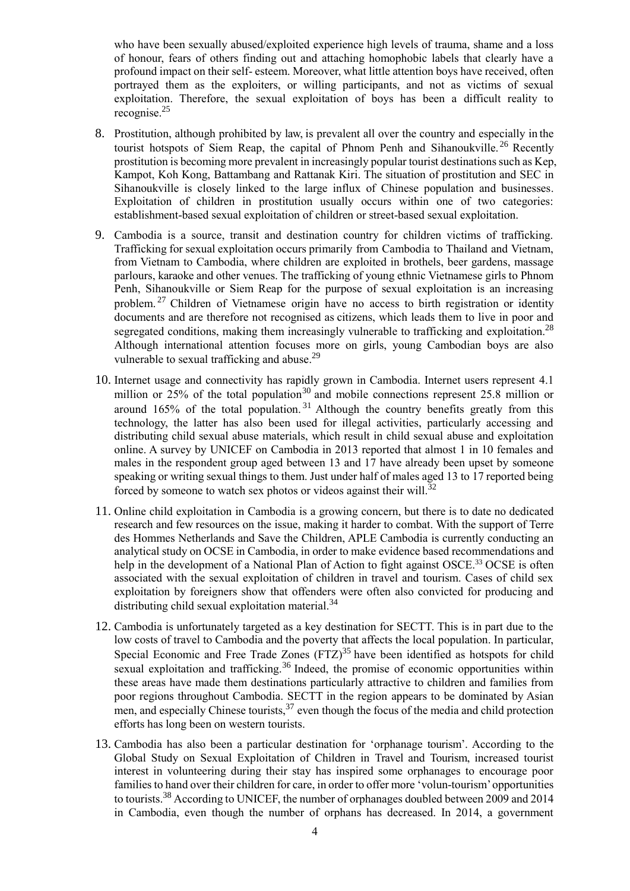who have been sexually abused/exploited experience high levels of trauma, shame and a loss of honour, fears of others finding out and attaching homophobic labels that clearly have a profound impact on their self- esteem. Moreover, what little attention boys have received, often portrayed them as the exploiters, or willing participants, and not as victims of sexual exploitation. Therefore, the sexual exploitation of boys has been a difficult reality to recognise.[25]

8. Prostitution, although prohibited by law, is prevalent all over the country and especially in the tourist hotspots of Siem Reap, the capital of Phnom Penh and Sihanoukville.[26] Recently prostitution is becoming more prevalent in increasingly popular tourist destinations such as Kep, Kampot, Koh Kong, Battambang and Rattanak Kiri. The situation of prostitution and SEC in Sihanoukville is closely linked to the large influx of Chinese population and businesses. Exploitation of children in prostitution usually occurs within one of two categories: establishment-based sexual exploitation of children or street-based sexual exploitation.

9. Cambodia is a source, transit and destination country for children victims of trafficking. Trafficking for sexual exploitation occurs primarily from Cambodia to Thailand and Vietnam, from Vietnam to Cambodia, where children are exploited in brothels, beer gardens, massage parlours, karaoke and other venues. The trafficking of young ethnic Vietnamese girls to Phnom Penh, Sihanoukville or Siem Reap for the purpose of sexual exploitation is an increasing problem.[27] Children of Vietnamese origin have no access to birth registration or identity documents and are therefore not recognised as citizens, which leads them to live in poor and segregated conditions, making them increasingly vulnerable to trafficking and exploitation.[28] Although international attention focuses more on girls, young Cambodian boys are also vulnerable to sexual trafficking and abuse.[29]

10. Internet usage and connectivity has rapidly grown in Cambodia. Internet users represent 4.1 million or 25% of the total population[30] and mobile connections represent 25.8 million or around 165% of the total population.[31] Although the country benefits greatly from this technology, the latter has also been used for illegal activities, particularly accessing and distributing child sexual abuse materials, which result in child sexual abuse and exploitation online. A survey by UNICEF on Cambodia in 2013 reported that almost 1 in 10 females and males in the respondent group aged between 13 and 17 have already been upset by someone speaking or writing sexual things to them. Just under half of males aged 13 to 17 reported being forced by someone to watch sex photos or videos against their will.[32]

11. Online child exploitation in Cambodia is a growing concern, but there is to date no dedicated research and few resources on the issue, making it harder to combat. With the support of Terre des Hommes Netherlands and Save the Children, APLE Cambodia is currently conducting an analytical study on OCSE in Cambodia, in order to make evidence based recommendations and help in the development of a National Plan of Action to fight against OSCE.[33] OCSE is often associated with the sexual exploitation of children in travel and tourism. Cases of child sex exploitation by foreigners show that offenders were often also convicted for producing and distributing child sexual exploitation material.[34]

12. Cambodia is unfortunately targeted as a key destination for SECTT. This is in part due to the low costs of travel to Cambodia and the poverty that affects the local population. In particular, Special Economic and Free Trade Zones (FTZ)[35] have been identified as hotspots for child sexual exploitation and trafficking.[36] Indeed, the promise of economic opportunities within these areas have made them destinations particularly attractive to children and families from poor regions throughout Cambodia. SECTT in the region appears to be dominated by Asian men, and especially Chinese tourists,[37] even though the focus of the media and child protection efforts has long been on western tourists.

13. Cambodia has also been a particular destination for 'orphanage tourism'. According to the Global Study on Sexual Exploitation of Children in Travel and Tourism, increased tourist interest in volunteering during their stay has inspired some orphanages to encourage poor families to hand over their children for care, in order to offer more 'volun-tourism' opportunities to tourists.[38] According to UNICEF, the number of orphanages doubled between 2009 and 2014 in Cambodia, even though the number of orphans has decreased. In 2014, a government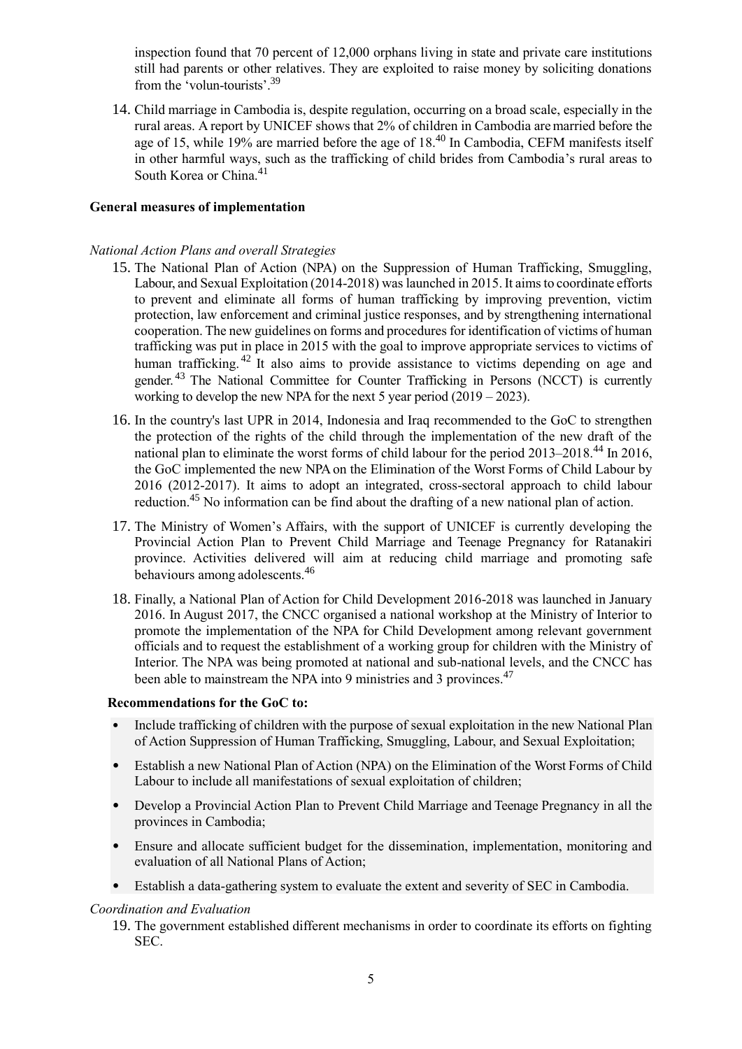inspection found that 70 percent of 12,000 orphans living in state and private care institutions still had parents or other relatives. They are exploited to raise money by soliciting donations from the 'volun-tourists'.[39]

14. Child marriage in Cambodia is, despite regulation, occurring on a broad scale, especially in the rural areas. A report by UNICEF shows that 2% of children in Cambodia are married before the age of 15, while 19% are married before the age of 18.[40] In Cambodia, CEFM manifests itself in other harmful ways, such as the trafficking of child brides from Cambodia's rural areas to South Korea or China.[41]

**General measures of implementation**

*National Action Plans and overall Strategies*

15. The National Plan of Action (NPA) on the Suppression of Human Trafficking, Smuggling, Labour, and Sexual Exploitation (2014-2018) was launched in 2015. It aims to coordinate efforts to prevent and eliminate all forms of human trafficking by improving prevention, victim protection, law enforcement and criminal justice responses, and by strengthening international cooperation. The new guidelines on forms and procedures for identification of victims of human trafficking was put in place in 2015 with the goal to improve appropriate services to victims of human trafficking.[42] It also aims to provide assistance to victims depending on age and gender.[43] The National Committee for Counter Trafficking in Persons (NCCT) is currently working to develop the new NPA for the next 5 year period (2019 – 2023).

16. In the country's last UPR in 2014, Indonesia and Iraq recommended to the GoC to strengthen the protection of the rights of the child through the implementation of the new draft of the national plan to eliminate the worst forms of child labour for the period 2013–2018.[44] In 2016, the GoC implemented the new NPA on the Elimination of the Worst Forms of Child Labour by 2016 (2012-2017). It aims to adopt an integrated, cross-sectoral approach to child labour reduction.[45] No information can be find about the drafting of a new national plan of action.

17. The Ministry of Women's Affairs, with the support of UNICEF is currently developing the Provincial Action Plan to Prevent Child Marriage and Teenage Pregnancy for Ratanakiri province. Activities delivered will aim at reducing child marriage and promoting safe behaviours among adolescents.[46]

18. Finally, a National Plan of Action for Child Development 2016-2018 was launched in January 2016. In August 2017, the CNCC organised a national workshop at the Ministry of Interior to promote the implementation of the NPA for Child Development among relevant government officials and to request the establishment of a working group for children with the Ministry of Interior. The NPA was being promoted at national and sub-national levels, and the CNCC has been able to mainstream the NPA into 9 ministries and 3 provinces.[47]

**Recommendations for the GoC to:**

- Include trafficking of children with the purpose of sexual exploitation in the new National Plan of Action Suppression of Human Trafficking, Smuggling, Labour, and Sexual Exploitation;
- Establish a new National Plan of Action (NPA) on the Elimination of the Worst Forms of Child Labour to include all manifestations of sexual exploitation of children;
- Develop a Provincial Action Plan to Prevent Child Marriage and Teenage Pregnancy in all the provinces in Cambodia;
- Ensure and allocate sufficient budget for the dissemination, implementation, monitoring and evaluation of all National Plans of Action;
- Establish a data-gathering system to evaluate the extent and severity of SEC in Cambodia.

*Coordination and Evaluation*

19. The government established different mechanisms in order to coordinate its efforts on fighting SEC.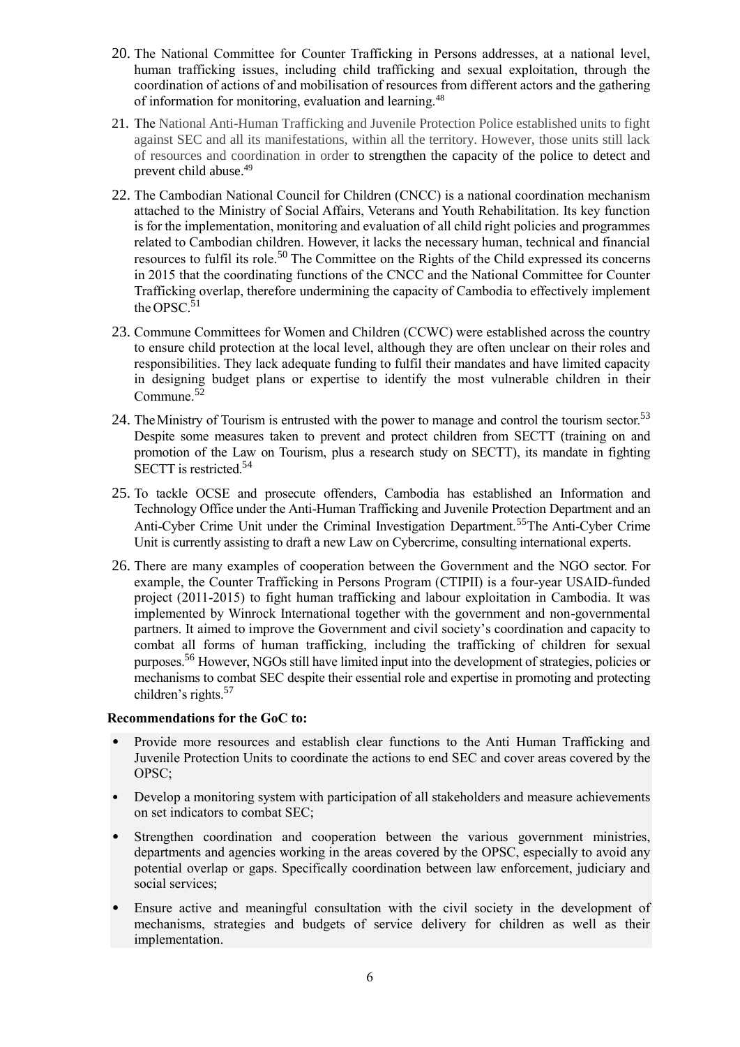20. The National Committee for Counter Trafficking in Persons addresses, at a national level, human trafficking issues, including child trafficking and sexual exploitation, through the coordination of actions of and mobilisation of resources from different actors and the gathering of information for monitoring, evaluation and learning.[48]

21. The National Anti-Human Trafficking and Juvenile Protection Police established units to fight against SEC and all its manifestations, within all the territory. However, those units still lack of resources and coordination in order to strengthen the capacity of the police to detect and prevent child abuse.[49]

22. The Cambodian National Council for Children (CNCC) is a national coordination mechanism attached to the Ministry of Social Affairs, Veterans and Youth Rehabilitation. Its key function is for the implementation, monitoring and evaluation of all child right policies and programmes related to Cambodian children. However, it lacks the necessary human, technical and financial resources to fulfil its role.[50] The Committee on the Rights of the Child expressed its concerns in 2015 that the coordinating functions of the CNCC and the National Committee for Counter Trafficking overlap, therefore undermining the capacity of Cambodia to effectively implement the OPSC.[51]

23. Commune Committees for Women and Children (CCWC) were established across the country to ensure child protection at the local level, although they are often unclear on their roles and responsibilities. They lack adequate funding to fulfil their mandates and have limited capacity in designing budget plans or expertise to identify the most vulnerable children in their Commune.[52]

24. The Ministry of Tourism is entrusted with the power to manage and control the tourism sector.[53] Despite some measures taken to prevent and protect children from SECTT (training on and promotion of the Law on Tourism, plus a research study on SECTT), its mandate in fighting SECTT is restricted.[54]

25. To tackle OCSE and prosecute offenders, Cambodia has established an Information and Technology Office under the Anti-Human Trafficking and Juvenile Protection Department and an Anti-Cyber Crime Unit under the Criminal Investigation Department.[55]The Anti-Cyber Crime Unit is currently assisting to draft a new Law on Cybercrime, consulting international experts.

26. There are many examples of cooperation between the Government and the NGO sector. For example, the Counter Trafficking in Persons Program (CTIPII) is a four-year USAID-funded project (2011-2015) to fight human trafficking and labour exploitation in Cambodia. It was implemented by Winrock International together with the government and non-governmental partners. It aimed to improve the Government and civil society's coordination and capacity to combat all forms of human trafficking, including the trafficking of children for sexual purposes.[56] However, NGOs still have limited input into the development of strategies, policies or mechanisms to combat SEC despite their essential role and expertise in promoting and protecting children's rights.[57]

**Recommendations for the GoC to:**

- Provide more resources and establish clear functions to the Anti Human Trafficking and Juvenile Protection Units to coordinate the actions to end SEC and cover areas covered by the OPSC;
- Develop a monitoring system with participation of all stakeholders and measure achievements on set indicators to combat SEC;
- Strengthen coordination and cooperation between the various government ministries, departments and agencies working in the areas covered by the OPSC, especially to avoid any potential overlap or gaps. Specifically coordination between law enforcement, judiciary and social services;
- Ensure active and meaningful consultation with the civil society in the development of mechanisms, strategies and budgets of service delivery for children as well as their implementation.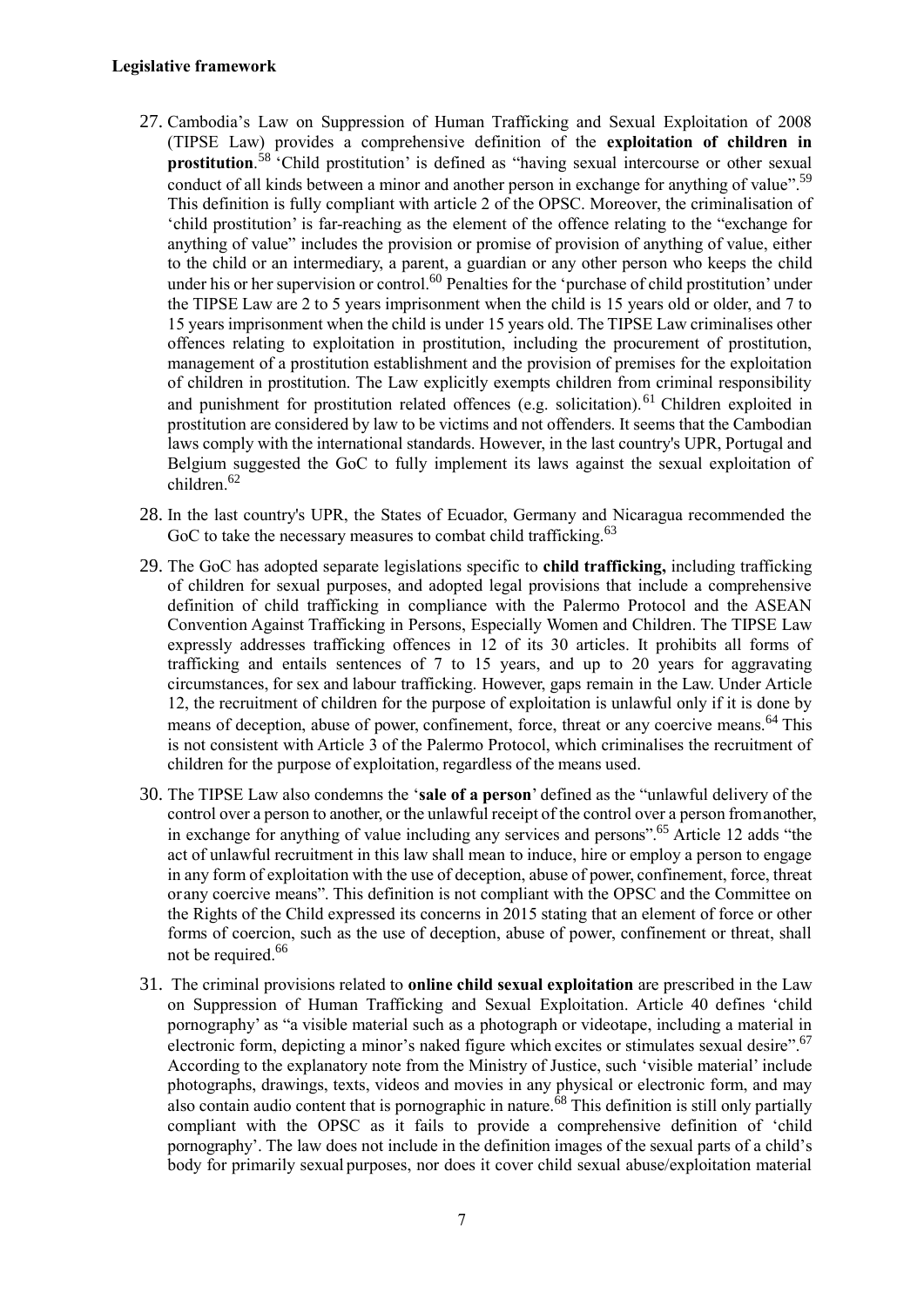**Legislative framework**

27. Cambodia's Law on Suppression of Human Trafficking and Sexual Exploitation of 2008 (TIPSE Law) provides a comprehensive definition of the **exploitation of children in prostitution**.[58] 'Child prostitution' is defined as "having sexual intercourse or other sexual conduct of all kinds between a minor and another person in exchange for anything of value".[59] This definition is fully compliant with article 2 of the OPSC. Moreover, the criminalisation of 'child prostitution' is far-reaching as the element of the offence relating to the "exchange for anything of value" includes the provision or promise of provision of anything of value, either to the child or an intermediary, a parent, a guardian or any other person who keeps the child under his or her supervision or control.[60] Penalties for the 'purchase of child prostitution' under the TIPSE Law are 2 to 5 years imprisonment when the child is 15 years old or older, and 7 to 15 years imprisonment when the child is under 15 years old. The TIPSE Law criminalises other offences relating to exploitation in prostitution, including the procurement of prostitution, management of a prostitution establishment and the provision of premises for the exploitation of children in prostitution. The Law explicitly exempts children from criminal responsibility and punishment for prostitution related offences (e.g. solicitation).[61] Children exploited in prostitution are considered by law to be victims and not offenders. It seems that the Cambodian laws comply with the international standards. However, in the last country's UPR, Portugal and Belgium suggested the GoC to fully implement its laws against the sexual exploitation of children.[62]

28. In the last country's UPR, the States of Ecuador, Germany and Nicaragua recommended the GoC to take the necessary measures to combat child trafficking.[63]

29. The GoC has adopted separate legislations specific to **child trafficking,** including trafficking of children for sexual purposes, and adopted legal provisions that include a comprehensive definition of child trafficking in compliance with the Palermo Protocol and the ASEAN Convention Against Trafficking in Persons, Especially Women and Children. The TIPSE Law expressly addresses trafficking offences in 12 of its 30 articles. It prohibits all forms of trafficking and entails sentences of 7 to 15 years, and up to 20 years for aggravating circumstances, for sex and labour trafficking. However, gaps remain in the Law. Under Article 12, the recruitment of children for the purpose of exploitation is unlawful only if it is done by means of deception, abuse of power, confinement, force, threat or any coercive means.[64] This is not consistent with Article 3 of the Palermo Protocol, which criminalises the recruitment of children for the purpose of exploitation, regardless of the means used.

30. The TIPSE Law also condemns the '**sale of a person**' defined as the "unlawful delivery of the control over a person to another, or the unlawful receipt of the control over a person from another, in exchange for anything of value including any services and persons".[65] Article 12 adds "the act of unlawful recruitment in this law shall mean to induce, hire or employ a person to engage in any form of exploitation with the use of deception, abuse of power, confinement, force, threat or any coercive means". This definition is not compliant with the OPSC and the Committee on the Rights of the Child expressed its concerns in 2015 stating that an element of force or other forms of coercion, such as the use of deception, abuse of power, confinement or threat, shall not be required.[66]

31. The criminal provisions related to **online child sexual exploitation** are prescribed in the Law on Suppression of Human Trafficking and Sexual Exploitation. Article 40 defines 'child pornography' as "a visible material such as a photograph or videotape, including a material in electronic form, depicting a minor's naked figure which excites or stimulates sexual desire".[67] According to the explanatory note from the Ministry of Justice, such 'visible material' include photographs, drawings, texts, videos and movies in any physical or electronic form, and may also contain audio content that is pornographic in nature.[68] This definition is still only partially compliant with the OPSC as it fails to provide a comprehensive definition of 'child pornography'. The law does not include in the definition images of the sexual parts of a child's body for primarily sexual purposes, nor does it cover child sexual abuse/exploitation material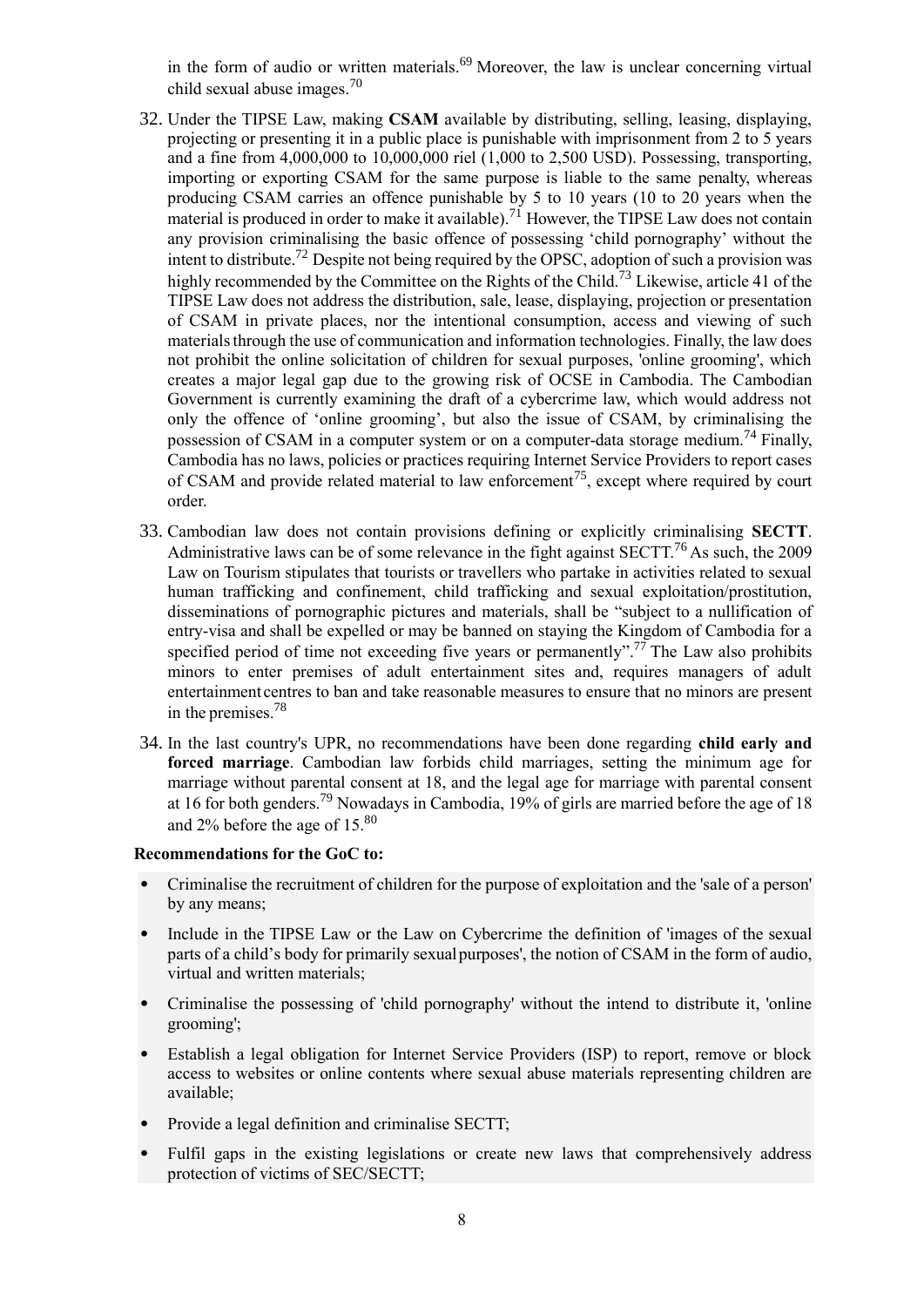in the form of audio or written materials.[69] Moreover, the law is unclear concerning virtual child sexual abuse images.[70]

32. Under the TIPSE Law, making **CSAM** available by distributing, selling, leasing, displaying, projecting or presenting it in a public place is punishable with imprisonment from 2 to 5 years and a fine from 4,000,000 to 10,000,000 riel (1,000 to 2,500 USD). Possessing, transporting, importing or exporting CSAM for the same purpose is liable to the same penalty, whereas producing CSAM carries an offence punishable by 5 to 10 years (10 to 20 years when the material is produced in order to make it available).[71] However, the TIPSE Law does not contain any provision criminalising the basic offence of possessing 'child pornography' without the intent to distribute.[72] Despite not being required by the OPSC, adoption of such a provision was highly recommended by the Committee on the Rights of the Child.[73] Likewise, article 41 of the TIPSE Law does not address the distribution, sale, lease, displaying, projection or presentation of CSAM in private places, nor the intentional consumption, access and viewing of such materials through the use of communication and information technologies. Finally, the law does not prohibit the online solicitation of children for sexual purposes, 'online grooming', which creates a major legal gap due to the growing risk of OCSE in Cambodia. The Cambodian Government is currently examining the draft of a cybercrime law, which would address not only the offence of 'online grooming', but also the issue of CSAM, by criminalising the possession of CSAM in a computer system or on a computer-data storage medium.[74] Finally, Cambodia has no laws, policies or practices requiring Internet Service Providers to report cases of CSAM and provide related material to law enforcement[75], except where required by court order.

33. Cambodian law does not contain provisions defining or explicitly criminalising **SECTT**. Administrative laws can be of some relevance in the fight against SECTT.[76] As such, the 2009 Law on Tourism stipulates that tourists or travellers who partake in activities related to sexual human trafficking and confinement, child trafficking and sexual exploitation/prostitution, disseminations of pornographic pictures and materials, shall be "subject to a nullification of entry-visa and shall be expelled or may be banned on staying the Kingdom of Cambodia for a specified period of time not exceeding five years or permanently".[77] The Law also prohibits minors to enter premises of adult entertainment sites and, requires managers of adult entertainment centres to ban and take reasonable measures to ensure that no minors are present in the premises.[78]

34. In the last country's UPR, no recommendations have been done regarding **child early and forced marriage**. Cambodian law forbids child marriages, setting the minimum age for marriage without parental consent at 18, and the legal age for marriage with parental consent at 16 for both genders.[79] Nowadays in Cambodia, 19% of girls are married before the age of 18 and 2% before the age of 15.[80]

**Recommendations for the GoC to:**

- Criminalise the recruitment of children for the purpose of exploitation and the 'sale of a person' by any means;
- Include in the TIPSE Law or the Law on Cybercrime the definition of 'images of the sexual parts of a child's body for primarily sexual purposes', the notion of CSAM in the form of audio, virtual and written materials;
- Criminalise the possessing of 'child pornography' without the intend to distribute it, 'online grooming';
- Establish a legal obligation for Internet Service Providers (ISP) to report, remove or block access to websites or online contents where sexual abuse materials representing children are available;
- Provide a legal definition and criminalise SECTT;
- Fulfil gaps in the existing legislations or create new laws that comprehensively address protection of victims of SEC/SECTT;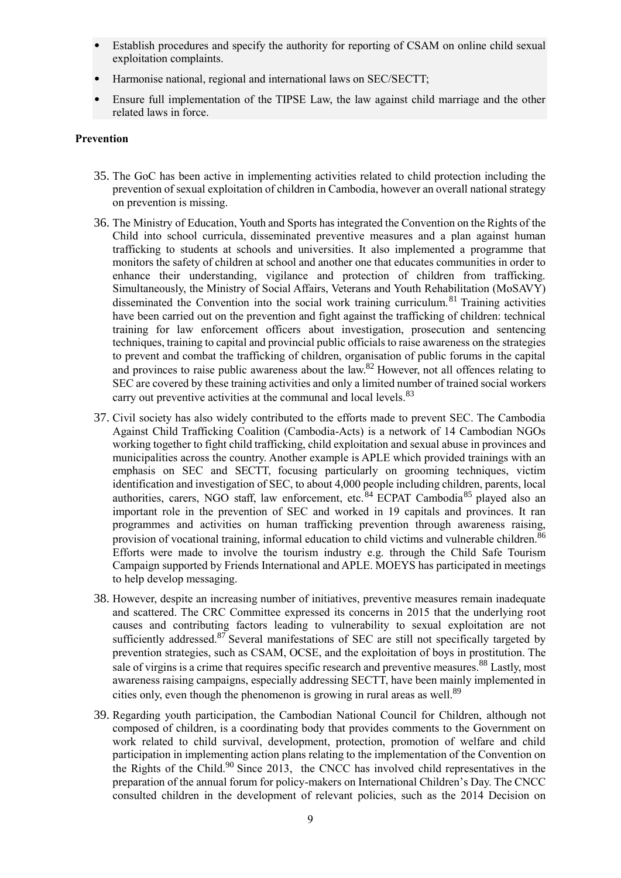- Establish procedures and specify the authority for reporting of CSAM on online child sexual exploitation complaints.
- Harmonise national, regional and international laws on SEC/SECTT;
- Ensure full implementation of the TIPSE Law, the law against child marriage and the other related laws in force.

**Prevention**

35. The GoC has been active in implementing activities related to child protection including the prevention of sexual exploitation of children in Cambodia, however an overall national strategy on prevention is missing.

36. The Ministry of Education, Youth and Sports has integrated the Convention on the Rights of the Child into school curricula, disseminated preventive measures and a plan against human trafficking to students at schools and universities. It also implemented a programme that monitors the safety of children at school and another one that educates communities in order to enhance their understanding, vigilance and protection of children from trafficking. Simultaneously, the Ministry of Social Affairs, Veterans and Youth Rehabilitation (MoSAVY) disseminated the Convention into the social work training curriculum.[81] Training activities have been carried out on the prevention and fight against the trafficking of children: technical training for law enforcement officers about investigation, prosecution and sentencing techniques, training to capital and provincial public officials to raise awareness on the strategies to prevent and combat the trafficking of children, organisation of public forums in the capital and provinces to raise public awareness about the law.[82] However, not all offences relating to SEC are covered by these training activities and only a limited number of trained social workers carry out preventive activities at the communal and local levels.[83]

37. Civil society has also widely contributed to the efforts made to prevent SEC. The Cambodia Against Child Trafficking Coalition (Cambodia-Acts) is a network of 14 Cambodian NGOs working together to fight child trafficking, child exploitation and sexual abuse in provinces and municipalities across the country. Another example is APLE which provided trainings with an emphasis on SEC and SECTT, focusing particularly on grooming techniques, victim identification and investigation of SEC, to about 4,000 people including children, parents, local authorities, carers, NGO staff, law enforcement, etc.[84] ECPAT Cambodia[85] played also an important role in the prevention of SEC and worked in 19 capitals and provinces. It ran programmes and activities on human trafficking prevention through awareness raising, provision of vocational training, informal education to child victims and vulnerable children.[86] Efforts were made to involve the tourism industry e.g. through the Child Safe Tourism Campaign supported by Friends International and APLE. MOEYS has participated in meetings to help develop messaging.

38. However, despite an increasing number of initiatives, preventive measures remain inadequate and scattered. The CRC Committee expressed its concerns in 2015 that the underlying root causes and contributing factors leading to vulnerability to sexual exploitation are not sufficiently addressed.[87] Several manifestations of SEC are still not specifically targeted by prevention strategies, such as CSAM, OCSE, and the exploitation of boys in prostitution. The sale of virgins is a crime that requires specific research and preventive measures.[88] Lastly, most awareness raising campaigns, especially addressing SECTT, have been mainly implemented in cities only, even though the phenomenon is growing in rural areas as well.[89]

39. Regarding youth participation, the Cambodian National Council for Children, although not composed of children, is a coordinating body that provides comments to the Government on work related to child survival, development, protection, promotion of welfare and child participation in implementing action plans relating to the implementation of the Convention on the Rights of the Child.[90] Since 2013, the CNCC has involved child representatives in the preparation of the annual forum for policy-makers on International Children's Day. The CNCC consulted children in the development of relevant policies, such as the 2014 Decision on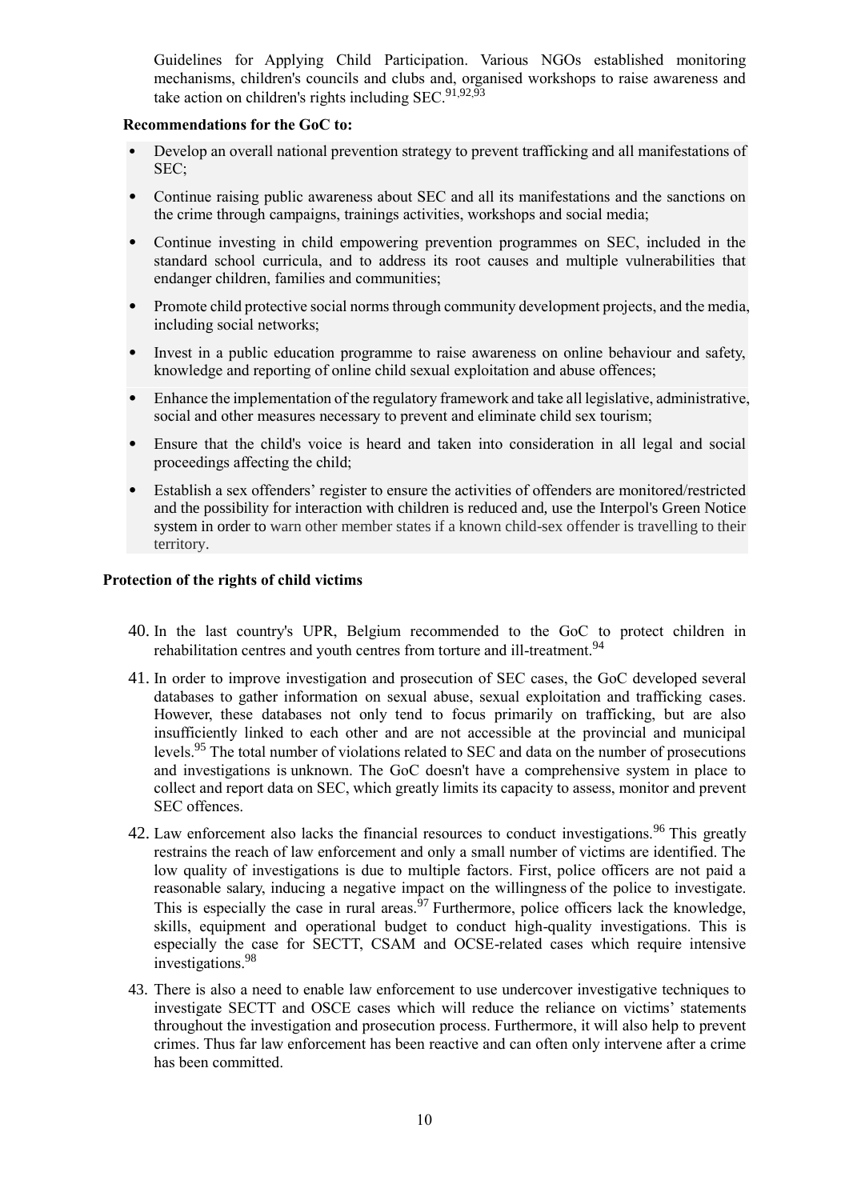Guidelines for Applying Child Participation. Various NGOs established monitoring mechanisms, children's councils and clubs and, organised workshops to raise awareness and take action on children's rights including SEC.[91,92,93]

**Recommendations for the GoC to:**

- Develop an overall national prevention strategy to prevent trafficking and all manifestations of SEC;
- Continue raising public awareness about SEC and all its manifestations and the sanctions on the crime through campaigns, trainings activities, workshops and social media;
- Continue investing in child empowering prevention programmes on SEC, included in the standard school curricula, and to address its root causes and multiple vulnerabilities that endanger children, families and communities;
- Promote child protective social norms through community development projects, and the media, including social networks;
- Invest in a public education programme to raise awareness on online behaviour and safety, knowledge and reporting of online child sexual exploitation and abuse offences;
- Enhance the implementation of the regulatory framework and take all legislative, administrative, social and other measures necessary to prevent and eliminate child sex tourism;
- Ensure that the child's voice is heard and taken into consideration in all legal and social proceedings affecting the child;
- Establish a sex offenders' register to ensure the activities of offenders are monitored/restricted and the possibility for interaction with children is reduced and, use the Interpol's Green Notice system in order to warn other member states if a known child-sex offender is travelling to their territory.

**Protection of the rights of child victims**

40. In the last country's UPR, Belgium recommended to the GoC to protect children in rehabilitation centres and youth centres from torture and ill-treatment.[94]

41. In order to improve investigation and prosecution of SEC cases, the GoC developed several databases to gather information on sexual abuse, sexual exploitation and trafficking cases. However, these databases not only tend to focus primarily on trafficking, but are also insufficiently linked to each other and are not accessible at the provincial and municipal levels.[95] The total number of violations related to SEC and data on the number of prosecutions and investigations is unknown. The GoC doesn't have a comprehensive system in place to collect and report data on SEC, which greatly limits its capacity to assess, monitor and prevent SEC offences.

42. Law enforcement also lacks the financial resources to conduct investigations.[96] This greatly restrains the reach of law enforcement and only a small number of victims are identified. The low quality of investigations is due to multiple factors. First, police officers are not paid a reasonable salary, inducing a negative impact on the willingness of the police to investigate. This is especially the case in rural areas.[97] Furthermore, police officers lack the knowledge, skills, equipment and operational budget to conduct high-quality investigations. This is especially the case for SECTT, CSAM and OCSE-related cases which require intensive investigations.[98]

43. There is also a need to enable law enforcement to use undercover investigative techniques to investigate SECTT and OSCE cases which will reduce the reliance on victims' statements throughout the investigation and prosecution process. Furthermore, it will also help to prevent crimes. Thus far law enforcement has been reactive and can often only intervene after a crime has been committed.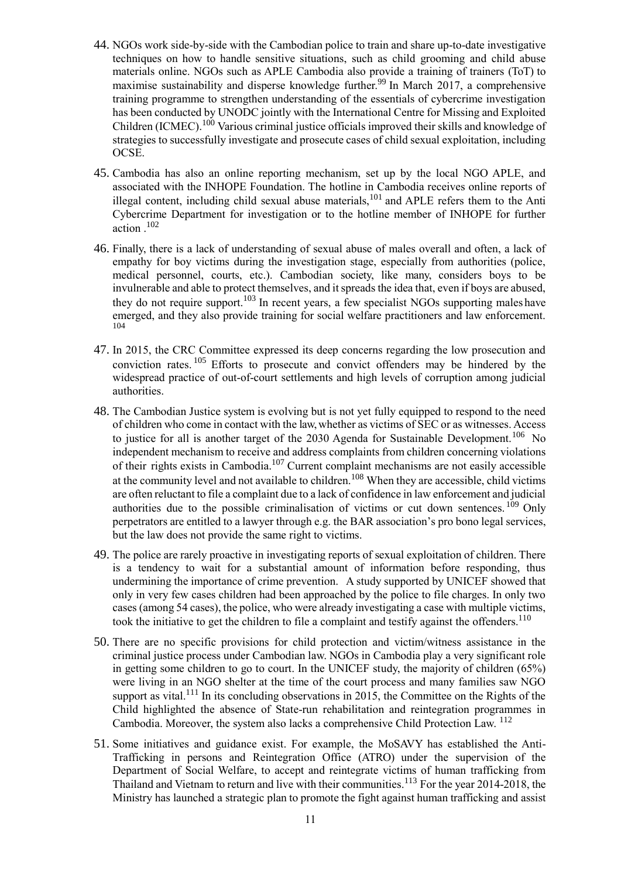44. NGOs work side-by-side with the Cambodian police to train and share up-to-date investigative techniques on how to handle sensitive situations, such as child grooming and child abuse materials online. NGOs such as APLE Cambodia also provide a training of trainers (ToT) to maximise sustainability and disperse knowledge further.[99] In March 2017, a comprehensive training programme to strengthen understanding of the essentials of cybercrime investigation has been conducted by UNODC jointly with the International Centre for Missing and Exploited Children (ICMEC).[100] Various criminal justice officials improved their skills and knowledge of strategies to successfully investigate and prosecute cases of child sexual exploitation, including OCSE.

45. Cambodia has also an online reporting mechanism, set up by the local NGO APLE, and associated with the INHOPE Foundation. The hotline in Cambodia receives online reports of illegal content, including child sexual abuse materials,[101] and APLE refers them to the Anti Cybercrime Department for investigation or to the hotline member of INHOPE for further action .[102]

46. Finally, there is a lack of understanding of sexual abuse of males overall and often, a lack of empathy for boy victims during the investigation stage, especially from authorities (police, medical personnel, courts, etc.). Cambodian society, like many, considers boys to be invulnerable and able to protect themselves, and it spreads the idea that, even if boys are abused, they do not require support.[103] In recent years, a few specialist NGOs supporting males have emerged, and they also provide training for social welfare practitioners and law enforcement.[104]

47. In 2015, the CRC Committee expressed its deep concerns regarding the low prosecution and conviction rates.[105] Efforts to prosecute and convict offenders may be hindered by the widespread practice of out-of-court settlements and high levels of corruption among judicial authorities.

48. The Cambodian Justice system is evolving but is not yet fully equipped to respond to the need of children who come in contact with the law, whether as victims of SEC or as witnesses. Access to justice for all is another target of the 2030 Agenda for Sustainable Development.[106] No independent mechanism to receive and address complaints from children concerning violations of their rights exists in Cambodia.[107] Current complaint mechanisms are not easily accessible at the community level and not available to children.[108] When they are accessible, child victims are often reluctant to file a complaint due to a lack of confidence in law enforcement and judicial authorities due to the possible criminalisation of victims or cut down sentences.[109] Only perpetrators are entitled to a lawyer through e.g. the BAR association's pro bono legal services, but the law does not provide the same right to victims.

49. The police are rarely proactive in investigating reports of sexual exploitation of children. There is a tendency to wait for a substantial amount of information before responding, thus undermining the importance of crime prevention. A study supported by UNICEF showed that only in very few cases children had been approached by the police to file charges. In only two cases (among 54 cases), the police, who were already investigating a case with multiple victims, took the initiative to get the children to file a complaint and testify against the offenders.[110]

50. There are no specific provisions for child protection and victim/witness assistance in the criminal justice process under Cambodian law. NGOs in Cambodia play a very significant role in getting some children to go to court. In the UNICEF study, the majority of children (65%) were living in an NGO shelter at the time of the court process and many families saw NGO support as vital.[111] In its concluding observations in 2015, the Committee on the Rights of the Child highlighted the absence of State-run rehabilitation and reintegration programmes in Cambodia. Moreover, the system also lacks a comprehensive Child Protection Law.[112]

51. Some initiatives and guidance exist. For example, the MoSAVY has established the Anti-Trafficking in persons and Reintegration Office (ATRO) under the supervision of the Department of Social Welfare, to accept and reintegrate victims of human trafficking from Thailand and Vietnam to return and live with their communities.[113] For the year 2014-2018, the Ministry has launched a strategic plan to promote the fight against human trafficking and assist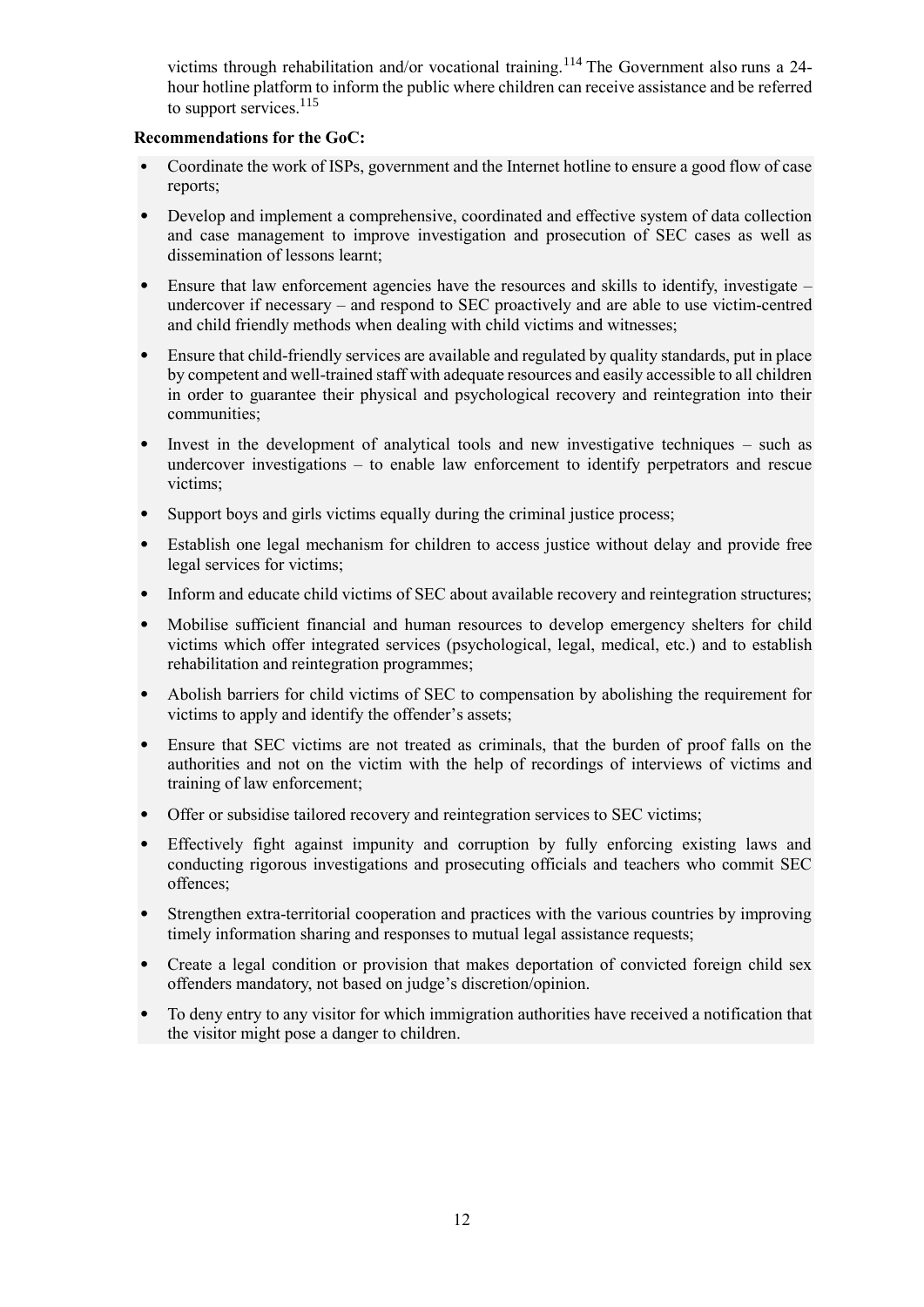victims through rehabilitation and/or vocational training.[114] The Government also runs a 24-hour hotline platform to inform the public where children can receive assistance and be referred to support services.[115]

**Recommendations for the GoC:**

- Coordinate the work of ISPs, government and the Internet hotline to ensure a good flow of case reports;
- Develop and implement a comprehensive, coordinated and effective system of data collection and case management to improve investigation and prosecution of SEC cases as well as dissemination of lessons learnt;
- Ensure that law enforcement agencies have the resources and skills to identify, investigate – undercover if necessary – and respond to SEC proactively and are able to use victim-centred and child friendly methods when dealing with child victims and witnesses;
- Ensure that child-friendly services are available and regulated by quality standards, put in place by competent and well-trained staff with adequate resources and easily accessible to all children in order to guarantee their physical and psychological recovery and reintegration into their communities;
- Invest in the development of analytical tools and new investigative techniques – such as undercover investigations – to enable law enforcement to identify perpetrators and rescue victims;
- Support boys and girls victims equally during the criminal justice process;
- Establish one legal mechanism for children to access justice without delay and provide free legal services for victims;
- Inform and educate child victims of SEC about available recovery and reintegration structures;
- Mobilise sufficient financial and human resources to develop emergency shelters for child victims which offer integrated services (psychological, legal, medical, etc.) and to establish rehabilitation and reintegration programmes;
- Abolish barriers for child victims of SEC to compensation by abolishing the requirement for victims to apply and identify the offender's assets;
- Ensure that SEC victims are not treated as criminals, that the burden of proof falls on the authorities and not on the victim with the help of recordings of interviews of victims and training of law enforcement;
- Offer or subsidise tailored recovery and reintegration services to SEC victims;
- Effectively fight against impunity and corruption by fully enforcing existing laws and conducting rigorous investigations and prosecuting officials and teachers who commit SEC offences;
- Strengthen extra-territorial cooperation and practices with the various countries by improving timely information sharing and responses to mutual legal assistance requests;
- Create a legal condition or provision that makes deportation of convicted foreign child sex offenders mandatory, not based on judge's discretion/opinion.
- To deny entry to any visitor for which immigration authorities have received a notification that the visitor might pose a danger to children.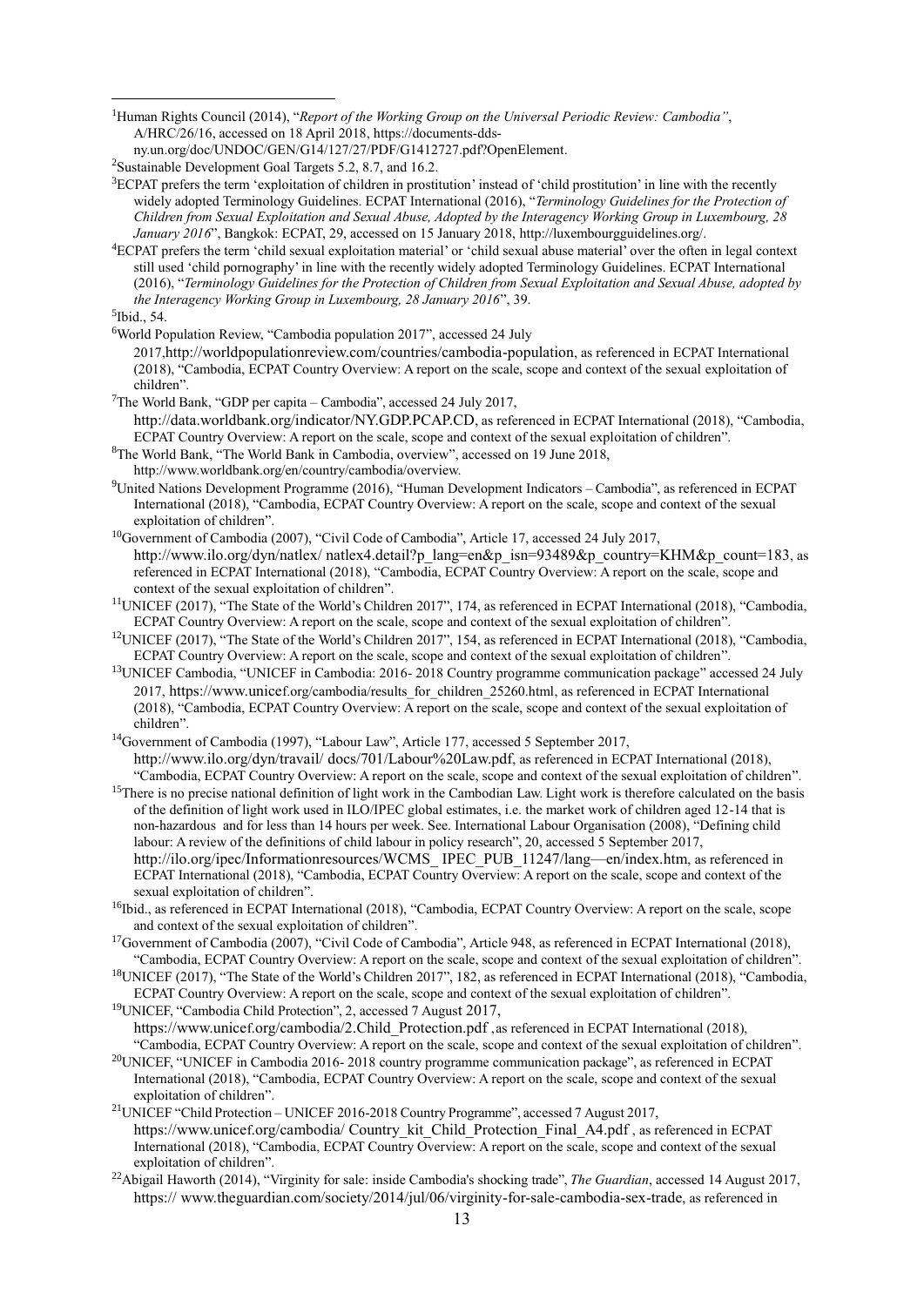[1]Human Rights Council (2014), "*Report of the Working Group on the Universal Periodic Review: Cambodia"*, A/HRC/26/16, accessed on 18 April 2018, https://documents-dds-ny.un.org/doc/UNDOC/GEN/G14/127/27/PDF/G1412727.pdf?OpenElement.

[2]Sustainable Development Goal Targets 5.2, 8.7, and 16.2.

[3]ECPAT prefers the term 'exploitation of children in prostitution' instead of 'child prostitution' in line with the recently widely adopted Terminology Guidelines. ECPAT International (2016), "*Terminology Guidelines for the Protection of Children from Sexual Exploitation and Sexual Abuse, Adopted by the Interagency Working Group in Luxembourg, 28 January 2016*", Bangkok: ECPAT, 29, accessed on 15 January 2018, http://luxembourgguidelines.org/.

[4]ECPAT prefers the term 'child sexual exploitation material' or 'child sexual abuse material' over the often in legal context still used 'child pornography' in line with the recently widely adopted Terminology Guidelines. ECPAT International (2016), "*Terminology Guidelines for the Protection of Children from Sexual Exploitation and Sexual Abuse, adopted by the Interagency Working Group in Luxembourg, 28 January 2016*", 39.

[5]Ibid., 54.

[6]World Population Review, "Cambodia population 2017", accessed 24 July 2017,http://worldpopulationreview.com/countries/cambodia-population, as referenced in ECPAT International (2018), "Cambodia, ECPAT Country Overview: A report on the scale, scope and context of the sexual exploitation of children".

[7]The World Bank, "GDP per capita – Cambodia", accessed 24 July 2017, http://data.worldbank.org/indicator/NY.GDP.PCAP.CD, as referenced in ECPAT International (2018), "Cambodia, ECPAT Country Overview: A report on the scale, scope and context of the sexual exploitation of children".

[8]The World Bank, "The World Bank in Cambodia, overview", accessed on 19 June 2018, http://www.worldbank.org/en/country/cambodia/overview.

[9]United Nations Development Programme (2016), "Human Development Indicators – Cambodia", as referenced in ECPAT International (2018), "Cambodia, ECPAT Country Overview: A report on the scale, scope and context of the sexual exploitation of children".

[10]Government of Cambodia (2007), "Civil Code of Cambodia", Article 17, accessed 24 July 2017, http://www.ilo.org/dyn/natlex/ natlex4.detail?p_lang=en&p_isn=93489&p_country=KHM&p_count=183, as referenced in ECPAT International (2018), "Cambodia, ECPAT Country Overview: A report on the scale, scope and context of the sexual exploitation of children".

[11]UNICEF (2017), "The State of the World's Children 2017", 174, as referenced in ECPAT International (2018), "Cambodia, ECPAT Country Overview: A report on the scale, scope and context of the sexual exploitation of children".

[12]UNICEF (2017), "The State of the World's Children 2017", 154, as referenced in ECPAT International (2018), "Cambodia, ECPAT Country Overview: A report on the scale, scope and context of the sexual exploitation of children".

[13]UNICEF Cambodia, "UNICEF in Cambodia: 2016- 2018 Country programme communication package" accessed 24 July 2017, https://www.unicef.org/cambodia/results_for_children_25260.html, as referenced in ECPAT International (2018), "Cambodia, ECPAT Country Overview: A report on the scale, scope and context of the sexual exploitation of children".

[14]Government of Cambodia (1997), "Labour Law", Article 177, accessed 5 September 2017, http://www.ilo.org/dyn/travail/ docs/701/Labour%20Law.pdf, as referenced in ECPAT International (2018), "Cambodia, ECPAT Country Overview: A report on the scale, scope and context of the sexual exploitation of children".

[15]There is no precise national definition of light work in the Cambodian Law. Light work is therefore calculated on the basis of the definition of light work used in ILO/IPEC global estimates, i.e. the market work of children aged 12-14 that is non-hazardous and for less than 14 hours per week. See. International Labour Organisation (2008), "Defining child labour: A review of the definitions of child labour in policy research", 20, accessed 5 September 2017, http://ilo.org/ipec/Informationresources/WCMS_ IPEC_PUB_11247/lang—en/index.htm, as referenced in ECPAT International (2018), "Cambodia, ECPAT Country Overview: A report on the scale, scope and context of the sexual exploitation of children".

[16]Ibid., as referenced in ECPAT International (2018), "Cambodia, ECPAT Country Overview: A report on the scale, scope and context of the sexual exploitation of children".

[17]Government of Cambodia (2007), "Civil Code of Cambodia", Article 948, as referenced in ECPAT International (2018), "Cambodia, ECPAT Country Overview: A report on the scale, scope and context of the sexual exploitation of children".

[18]UNICEF (2017), "The State of the World's Children 2017", 182, as referenced in ECPAT International (2018), "Cambodia, ECPAT Country Overview: A report on the scale, scope and context of the sexual exploitation of children".

[19]UNICEF, "Cambodia Child Protection", 2, accessed 7 August 2017, https://www.unicef.org/cambodia/2.Child_Protection.pdf , as referenced in ECPAT International (2018), "Cambodia, ECPAT Country Overview: A report on the scale, scope and context of the sexual exploitation of children".

[20]UNICEF, "UNICEF in Cambodia 2016- 2018 country programme communication package", as referenced in ECPAT International (2018), "Cambodia, ECPAT Country Overview: A report on the scale, scope and context of the sexual exploitation of children".

[21]UNICEF "Child Protection – UNICEF 2016-2018 Country Programme", accessed 7 August 2017, https://www.unicef.org/cambodia/ Country_kit_Child_Protection_Final_A4.pdf , as referenced in ECPAT International (2018), "Cambodia, ECPAT Country Overview: A report on the scale, scope and context of the sexual exploitation of children".

[22]Abigail Haworth (2014), "Virginity for sale: inside Cambodia's shocking trade", *The Guardian*, accessed 14 August 2017, https:// www.theguardian.com/society/2014/jul/06/virginity-for-sale-cambodia-sex-trade, as referenced in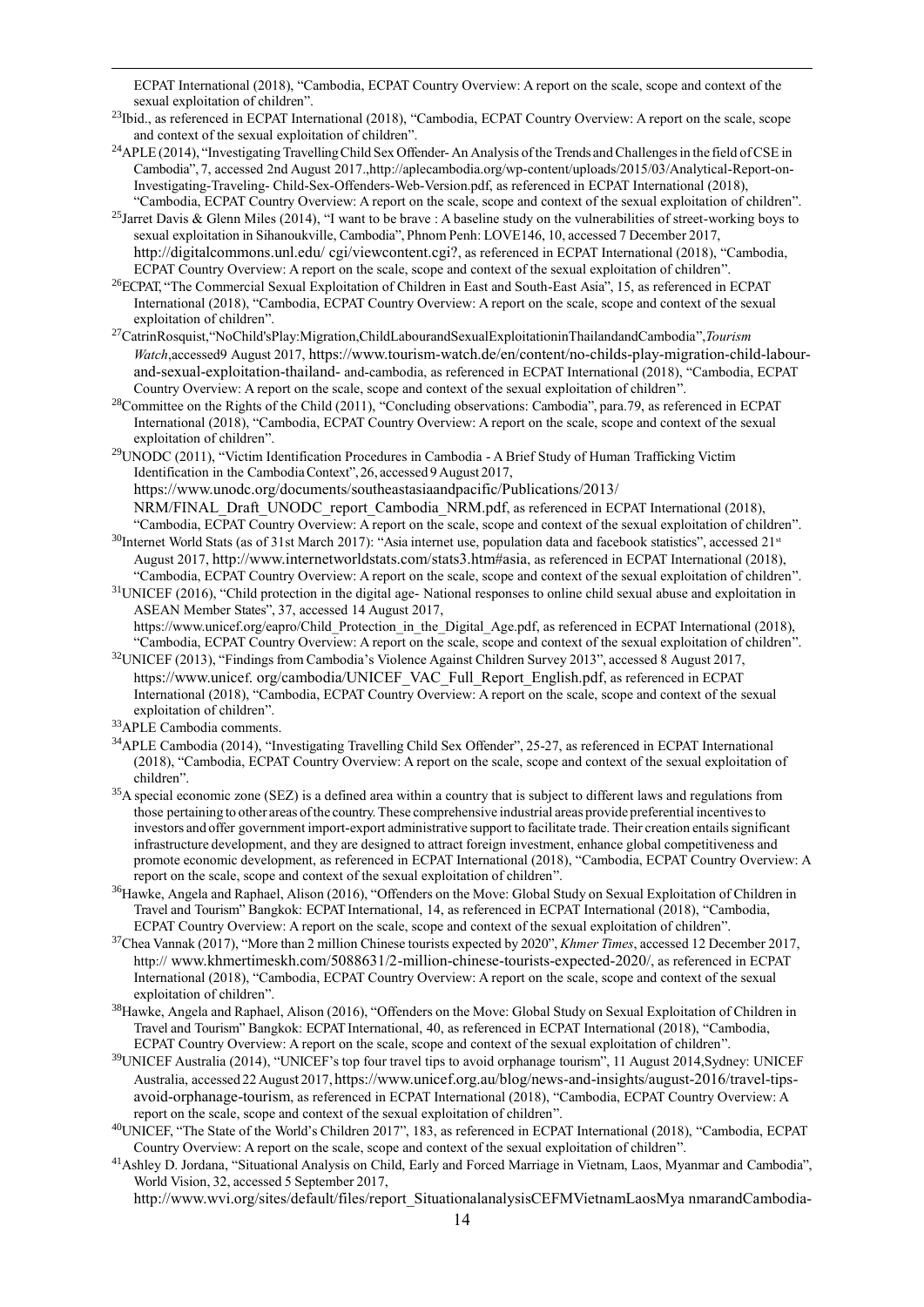ECPAT International (2018), "Cambodia, ECPAT Country Overview: A report on the scale, scope and context of the sexual exploitation of children".

[23]Ibid., as referenced in ECPAT International (2018), "Cambodia, ECPAT Country Overview: A report on the scale, scope and context of the sexual exploitation of children".

[24]APLE (2014), "Investigating Travelling Child Sex Offender- An Analysis of the Trends and Challenges in the field of CSE in Cambodia", 7, accessed 2nd August 2017.,http://aplecambodia.org/wp-content/uploads/2015/03/Analytical-Report-on-Investigating-Traveling- Child-Sex-Offenders-Web-Version.pdf, as referenced in ECPAT International (2018), "Cambodia, ECPAT Country Overview: A report on the scale, scope and context of the sexual exploitation of children".

[25]Jarret Davis & Glenn Miles (2014), "I want to be brave : A baseline study on the vulnerabilities of street-working boys to sexual exploitation in Sihanoukville, Cambodia", Phnom Penh: LOVE146, 10, accessed 7 December 2017, http://digitalcommons.unl.edu/ cgi/viewcontent.cgi?, as referenced in ECPAT International (2018), "Cambodia, ECPAT Country Overview: A report on the scale, scope and context of the sexual exploitation of children".

[26]ECPAT, "The Commercial Sexual Exploitation of Children in East and South-East Asia", 15, as referenced in ECPAT International (2018), "Cambodia, ECPAT Country Overview: A report on the scale, scope and context of the sexual exploitation of children".

[27]CatrinRosquist,"NoChild'sPlay:Migration,ChildLabourandSexualExploitationinThailandandCambodia",*Tourism Watch*,accessed9 August 2017, https://www.tourism-watch.de/en/content/no-childs-play-migration-child-labour-and-sexual-exploitation-thailand- and-cambodia, as referenced in ECPAT International (2018), "Cambodia, ECPAT Country Overview: A report on the scale, scope and context of the sexual exploitation of children".

[28]Committee on the Rights of the Child (2011), "Concluding observations: Cambodia", para.79, as referenced in ECPAT International (2018), "Cambodia, ECPAT Country Overview: A report on the scale, scope and context of the sexual exploitation of children".

[29]UNODC (2011), "Victim Identification Procedures in Cambodia - A Brief Study of Human Trafficking Victim Identification in the Cambodia Context", 26, accessed 9 August 2017, https://www.unodc.org/documents/southeastasiaandpacific/Publications/2013/ NRM/FINAL_Draft_UNODC_report_Cambodia_NRM.pdf, as referenced in ECPAT International (2018), "Cambodia, ECPAT Country Overview: A report on the scale, scope and context of the sexual exploitation of children".

[30]Internet World Stats (as of 31st March 2017): "Asia internet use, population data and facebook statistics", accessed 21st August 2017, http://www.internetworldstats.com/stats3.htm#asia, as referenced in ECPAT International (2018), "Cambodia, ECPAT Country Overview: A report on the scale, scope and context of the sexual exploitation of children".

[31]UNICEF (2016), "Child protection in the digital age- National responses to online child sexual abuse and exploitation in ASEAN Member States", 37, accessed 14 August 2017, https://www.unicef.org/eapro/Child_Protection_in_the_Digital_Age.pdf, as referenced in ECPAT International (2018), "Cambodia, ECPAT Country Overview: A report on the scale, scope and context of the sexual exploitation of children".

[32]UNICEF (2013), "Findings from Cambodia's Violence Against Children Survey 2013", accessed 8 August 2017, https://www.unicef. org/cambodia/UNICEF_VAC_Full_Report_English.pdf, as referenced in ECPAT International (2018), "Cambodia, ECPAT Country Overview: A report on the scale, scope and context of the sexual exploitation of children".

[33]APLE Cambodia comments.

[34]APLE Cambodia (2014), "Investigating Travelling Child Sex Offender", 25-27, as referenced in ECPAT International (2018), "Cambodia, ECPAT Country Overview: A report on the scale, scope and context of the sexual exploitation of children".

[35]A special economic zone (SEZ) is a defined area within a country that is subject to different laws and regulations from those pertaining to other areas of the country. These comprehensive industrial areas provide preferential incentives to investors and offer government import-export administrative support to facilitate trade. Their creation entails significant infrastructure development, and they are designed to attract foreign investment, enhance global competitiveness and promote economic development, as referenced in ECPAT International (2018), "Cambodia, ECPAT Country Overview: A report on the scale, scope and context of the sexual exploitation of children".

[36]Hawke, Angela and Raphael, Alison (2016), "Offenders on the Move: Global Study on Sexual Exploitation of Children in Travel and Tourism" Bangkok: ECPAT International, 14, as referenced in ECPAT International (2018), "Cambodia, ECPAT Country Overview: A report on the scale, scope and context of the sexual exploitation of children".

[37]Chea Vannak (2017), "More than 2 million Chinese tourists expected by 2020", *Khmer Times*, accessed 12 December 2017, http:// www.khmertimeskh.com/5088631/2-million-chinese-tourists-expected-2020/, as referenced in ECPAT International (2018), "Cambodia, ECPAT Country Overview: A report on the scale, scope and context of the sexual exploitation of children".

[38]Hawke, Angela and Raphael, Alison (2016), "Offenders on the Move: Global Study on Sexual Exploitation of Children in Travel and Tourism" Bangkok: ECPAT International, 40, as referenced in ECPAT International (2018), "Cambodia, ECPAT Country Overview: A report on the scale, scope and context of the sexual exploitation of children".

[39]UNICEF Australia (2014), "UNICEF's top four travel tips to avoid orphanage tourism", 11 August 2014,Sydney: UNICEF Australia, accessed 22 August 2017, https://www.unicef.org.au/blog/news-and-insights/august-2016/travel-tips-avoid-orphanage-tourism, as referenced in ECPAT International (2018), "Cambodia, ECPAT Country Overview: A report on the scale, scope and context of the sexual exploitation of children".

[40]UNICEF, "The State of the World's Children 2017", 183, as referenced in ECPAT International (2018), "Cambodia, ECPAT Country Overview: A report on the scale, scope and context of the sexual exploitation of children".

[41]Ashley D. Jordana, "Situational Analysis on Child, Early and Forced Marriage in Vietnam, Laos, Myanmar and Cambodia", World Vision, 32, accessed 5 September 2017, http://www.wvi.org/sites/default/files/report_SituationalanalysisCEFMVietnamLaosMya nmarandCambodia-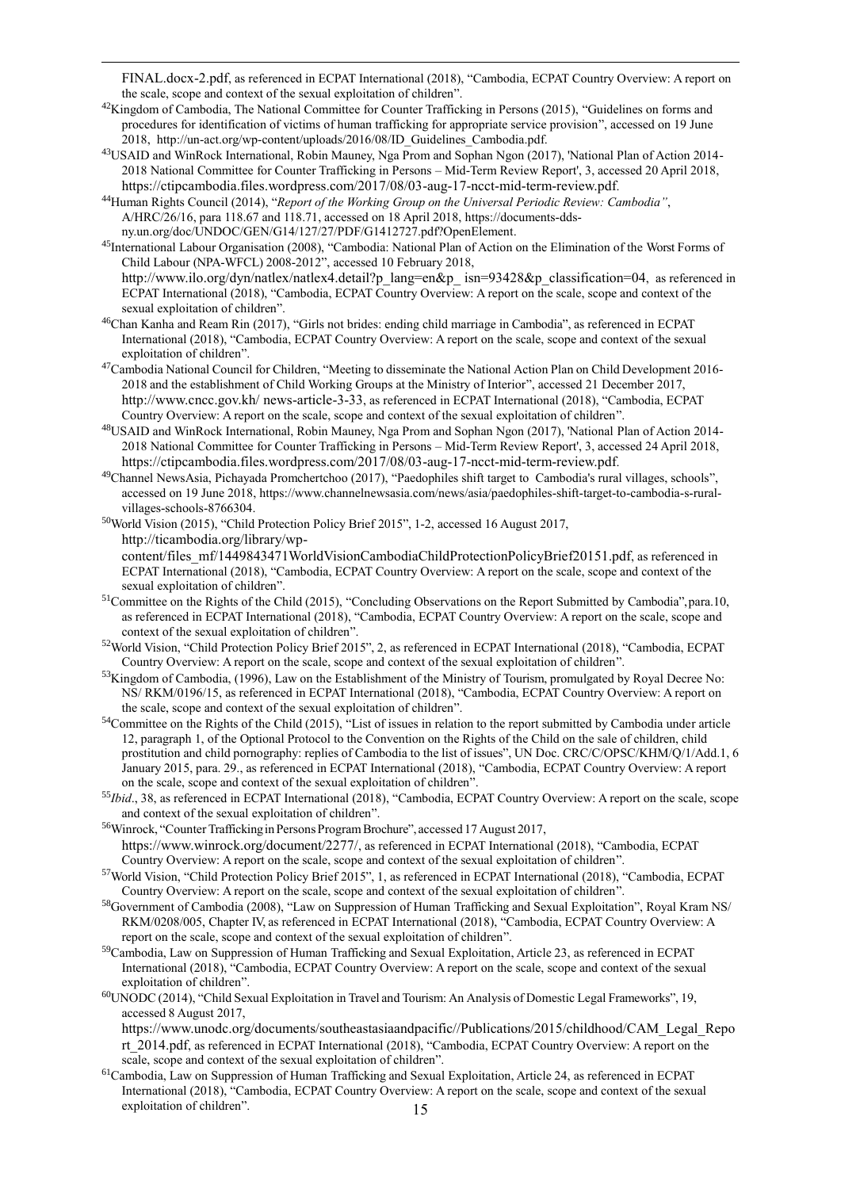FINAL.docx-2.pdf, as referenced in ECPAT International (2018), "Cambodia, ECPAT Country Overview: A report on the scale, scope and context of the sexual exploitation of children".

[42] Kingdom of Cambodia, The National Committee for Counter Trafficking in Persons (2015), "Guidelines on forms and procedures for identification of victims of human trafficking for appropriate service provision", accessed on 19 June 2018, http://un-act.org/wp-content/uploads/2016/08/ID_Guidelines_Cambodia.pdf.

[43] USAID and WinRock International, Robin Mauney, Nga Prom and Sophan Ngon (2017), 'National Plan of Action 2014-2018 National Committee for Counter Trafficking in Persons – Mid-Term Review Report', 3, accessed 20 April 2018, https://ctipcambodia.files.wordpress.com/2017/08/03-aug-17-ncct-mid-term-review.pdf.

[44] Human Rights Council (2014), "*Report of the Working Group on the Universal Periodic Review: Cambodia*", A/HRC/26/16, para 118.67 and 118.71, accessed on 18 April 2018, https://documents-dds-ny.un.org/doc/UNDOC/GEN/G14/127/27/PDF/G1412727.pdf?OpenElement.

[45] International Labour Organisation (2008), "Cambodia: National Plan of Action on the Elimination of the Worst Forms of Child Labour (NPA-WFCL) 2008-2012", accessed 10 February 2018, http://www.ilo.org/dyn/natlex/natlex4.detail?p_lang=en&p_ isn=93428&p_classification=04, as referenced in ECPAT International (2018), "Cambodia, ECPAT Country Overview: A report on the scale, scope and context of the sexual exploitation of children".

[46] Chan Kanha and Ream Rin (2017), "Girls not brides: ending child marriage in Cambodia", as referenced in ECPAT International (2018), "Cambodia, ECPAT Country Overview: A report on the scale, scope and context of the sexual exploitation of children".

[47] Cambodia National Council for Children, "Meeting to disseminate the National Action Plan on Child Development 2016-2018 and the establishment of Child Working Groups at the Ministry of Interior", accessed 21 December 2017, http://www.cncc.gov.kh/ news-article-3-33, as referenced in ECPAT International (2018), "Cambodia, ECPAT Country Overview: A report on the scale, scope and context of the sexual exploitation of children".

[48] USAID and WinRock International, Robin Mauney, Nga Prom and Sophan Ngon (2017), 'National Plan of Action 2014-2018 National Committee for Counter Trafficking in Persons – Mid-Term Review Report', 3, accessed 24 April 2018, https://ctipcambodia.files.wordpress.com/2017/08/03-aug-17-ncct-mid-term-review.pdf.

[49] Channel NewsAsia, Pichayada Promchertchoo (2017), "Paedophiles shift target to Cambodia's rural villages, schools", accessed on 19 June 2018, https://www.channelnewsasia.com/news/asia/paedophiles-shift-target-to-cambodia-s-rural-villages-schools-8766304.

[50] World Vision (2015), "Child Protection Policy Brief 2015", 1-2, accessed 16 August 2017, http://ticambodia.org/library/wp-content/files_mf/1449843471WorldVisionCambodiaChildProtectionPolicyBrief20151.pdf, as referenced in ECPAT International (2018), "Cambodia, ECPAT Country Overview: A report on the scale, scope and context of the sexual exploitation of children".

[51] Committee on the Rights of the Child (2015), "Concluding Observations on the Report Submitted by Cambodia", para.10, as referenced in ECPAT International (2018), "Cambodia, ECPAT Country Overview: A report on the scale, scope and context of the sexual exploitation of children".

[52] World Vision, "Child Protection Policy Brief 2015", 2, as referenced in ECPAT International (2018), "Cambodia, ECPAT Country Overview: A report on the scale, scope and context of the sexual exploitation of children".

[53] Kingdom of Cambodia, (1996), Law on the Establishment of the Ministry of Tourism, promulgated by Royal Decree No: NS/ RKM/0196/15, as referenced in ECPAT International (2018), "Cambodia, ECPAT Country Overview: A report on the scale, scope and context of the sexual exploitation of children".

[54] Committee on the Rights of the Child (2015), "List of issues in relation to the report submitted by Cambodia under article 12, paragraph 1, of the Optional Protocol to the Convention on the Rights of the Child on the sale of children, child prostitution and child pornography: replies of Cambodia to the list of issues", UN Doc. CRC/C/OPSC/KHM/Q/1/Add.1, 6 January 2015, para. 29., as referenced in ECPAT International (2018), "Cambodia, ECPAT Country Overview: A report on the scale, scope and context of the sexual exploitation of children".

[55] *Ibid*., 38, as referenced in ECPAT International (2018), "Cambodia, ECPAT Country Overview: A report on the scale, scope and context of the sexual exploitation of children".

[56] Winrock, "Counter Trafficking in Persons Program Brochure", accessed 17 August 2017, https://www.winrock.org/document/2277/, as referenced in ECPAT International (2018), "Cambodia, ECPAT Country Overview: A report on the scale, scope and context of the sexual exploitation of children".

[57] World Vision, "Child Protection Policy Brief 2015", 1, as referenced in ECPAT International (2018), "Cambodia, ECPAT Country Overview: A report on the scale, scope and context of the sexual exploitation of children".

[58] Government of Cambodia (2008), "Law on Suppression of Human Trafficking and Sexual Exploitation", Royal Kram NS/ RKM/0208/005, Chapter IV, as referenced in ECPAT International (2018), "Cambodia, ECPAT Country Overview: A report on the scale, scope and context of the sexual exploitation of children".

[59] Cambodia, Law on Suppression of Human Trafficking and Sexual Exploitation, Article 23, as referenced in ECPAT International (2018), "Cambodia, ECPAT Country Overview: A report on the scale, scope and context of the sexual exploitation of children".

[60] UNODC (2014), "Child Sexual Exploitation in Travel and Tourism: An Analysis of Domestic Legal Frameworks", 19, accessed 8 August 2017, https://www.unodc.org/documents/southeastasiaandpacific//Publications/2015/childhood/CAM_Legal_Report_2014.pdf, as referenced in ECPAT International (2018), "Cambodia, ECPAT Country Overview: A report on the scale, scope and context of the sexual exploitation of children".

[61] Cambodia, Law on Suppression of Human Trafficking and Sexual Exploitation, Article 24, as referenced in ECPAT International (2018), "Cambodia, ECPAT Country Overview: A report on the scale, scope and context of the sexual exploitation of children".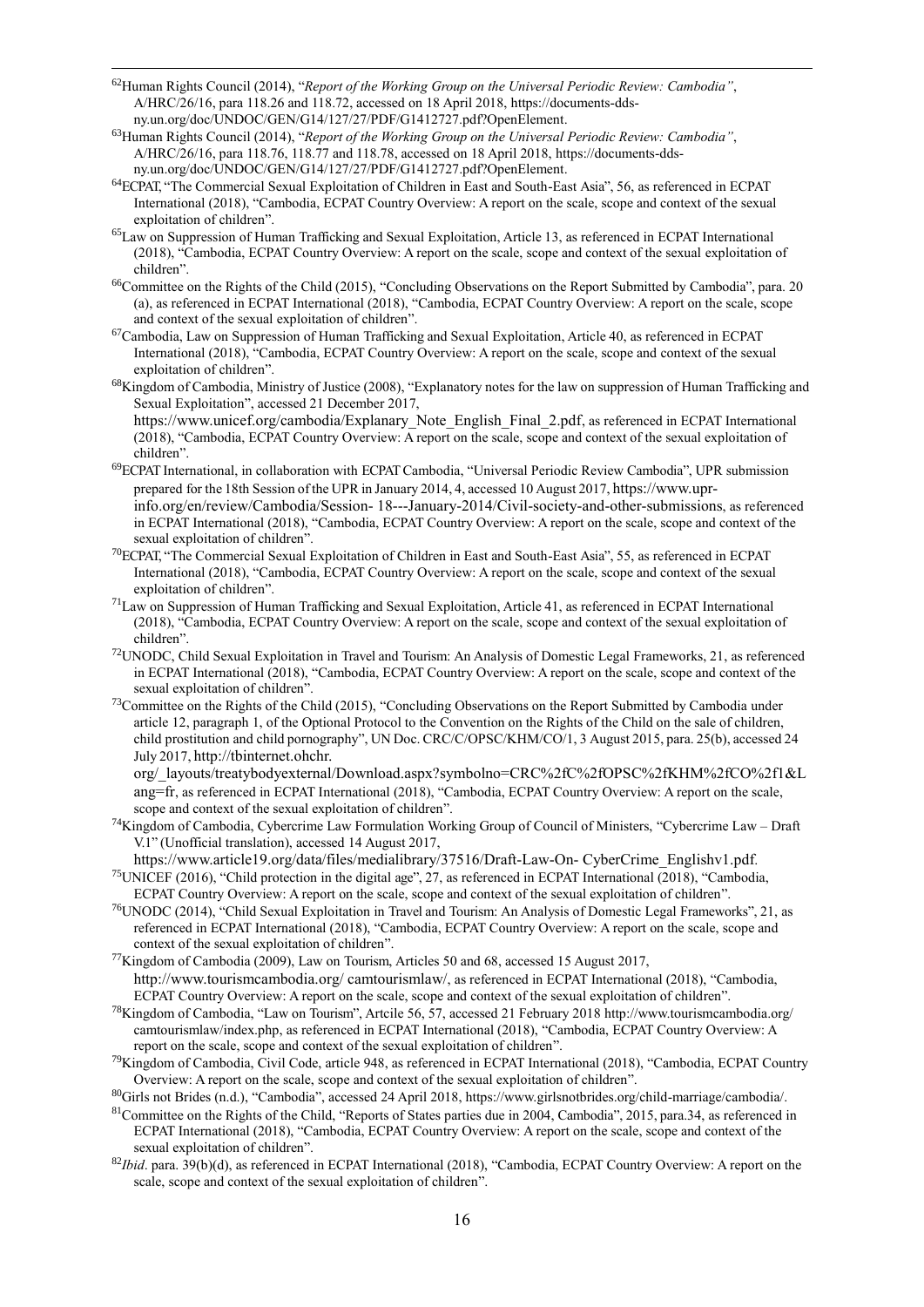[62]Human Rights Council (2014), "*Report of the Working Group on the Universal Periodic Review: Cambodia"*, A/HRC/26/16, para 118.26 and 118.72, accessed on 18 April 2018, https://documents-dds-ny.un.org/doc/UNDOC/GEN/G14/127/27/PDF/G1412727.pdf?OpenElement.

[63]Human Rights Council (2014), "*Report of the Working Group on the Universal Periodic Review: Cambodia"*, A/HRC/26/16, para 118.76, 118.77 and 118.78, accessed on 18 April 2018, https://documents-dds-ny.un.org/doc/UNDOC/GEN/G14/127/27/PDF/G1412727.pdf?OpenElement.

[64]ECPAT, "The Commercial Sexual Exploitation of Children in East and South-East Asia", 56, as referenced in ECPAT International (2018), "Cambodia, ECPAT Country Overview: A report on the scale, scope and context of the sexual exploitation of children".

[65]Law on Suppression of Human Trafficking and Sexual Exploitation, Article 13, as referenced in ECPAT International (2018), "Cambodia, ECPAT Country Overview: A report on the scale, scope and context of the sexual exploitation of children".

[66]Committee on the Rights of the Child (2015), "Concluding Observations on the Report Submitted by Cambodia", para. 20 (a), as referenced in ECPAT International (2018), "Cambodia, ECPAT Country Overview: A report on the scale, scope and context of the sexual exploitation of children".

[67]Cambodia, Law on Suppression of Human Trafficking and Sexual Exploitation, Article 40, as referenced in ECPAT International (2018), "Cambodia, ECPAT Country Overview: A report on the scale, scope and context of the sexual exploitation of children".

[68]Kingdom of Cambodia, Ministry of Justice (2008), "Explanatory notes for the law on suppression of Human Trafficking and Sexual Exploitation", accessed 21 December 2017, https://www.unicef.org/cambodia/Explanary_Note_English_Final_2.pdf, as referenced in ECPAT International (2018), "Cambodia, ECPAT Country Overview: A report on the scale, scope and context of the sexual exploitation of children".

[69]ECPAT International, in collaboration with ECPAT Cambodia, "Universal Periodic Review Cambodia", UPR submission prepared for the 18th Session of the UPR in January 2014, 4, accessed 10 August 2017, https://www.upr-info.org/en/review/Cambodia/Session- 18---January-2014/Civil-society-and-other-submissions, as referenced in ECPAT International (2018), "Cambodia, ECPAT Country Overview: A report on the scale, scope and context of the sexual exploitation of children".

[70]ECPAT, "The Commercial Sexual Exploitation of Children in East and South-East Asia", 55, as referenced in ECPAT International (2018), "Cambodia, ECPAT Country Overview: A report on the scale, scope and context of the sexual exploitation of children".

[71]Law on Suppression of Human Trafficking and Sexual Exploitation, Article 41, as referenced in ECPAT International (2018), "Cambodia, ECPAT Country Overview: A report on the scale, scope and context of the sexual exploitation of children".

[72]UNODC, Child Sexual Exploitation in Travel and Tourism: An Analysis of Domestic Legal Frameworks, 21, as referenced in ECPAT International (2018), "Cambodia, ECPAT Country Overview: A report on the scale, scope and context of the sexual exploitation of children".

[73]Committee on the Rights of the Child (2015), "Concluding Observations on the Report Submitted by Cambodia under article 12, paragraph 1, of the Optional Protocol to the Convention on the Rights of the Child on the sale of children, child prostitution and child pornography", UN Doc. CRC/C/OPSC/KHM/CO/1, 3 August 2015, para. 25(b), accessed 24 July 2017, http://tbinternet.ohchr.org/_layouts/treatybodyexternal/Download.aspx?symbolno=CRC%2fC%2fOPSC%2fKHM%2fCO%2f1&Lang=fr, as referenced in ECPAT International (2018), "Cambodia, ECPAT Country Overview: A report on the scale, scope and context of the sexual exploitation of children".

[74]Kingdom of Cambodia, Cybercrime Law Formulation Working Group of Council of Ministers, "Cybercrime Law – Draft V.1" (Unofficial translation), accessed 14 August 2017, https://www.article19.org/data/files/medialibrary/37516/Draft-Law-On- CyberCrime_Englishv1.pdf.

[75]UNICEF (2016), "Child protection in the digital age", 27, as referenced in ECPAT International (2018), "Cambodia, ECPAT Country Overview: A report on the scale, scope and context of the sexual exploitation of children".

[76]UNODC (2014), "Child Sexual Exploitation in Travel and Tourism: An Analysis of Domestic Legal Frameworks", 21, as referenced in ECPAT International (2018), "Cambodia, ECPAT Country Overview: A report on the scale, scope and context of the sexual exploitation of children".

[77]Kingdom of Cambodia (2009), Law on Tourism, Articles 50 and 68, accessed 15 August 2017, http://www.tourismcambodia.org/ camtourismlaw/, as referenced in ECPAT International (2018), "Cambodia, ECPAT Country Overview: A report on the scale, scope and context of the sexual exploitation of children".

[78]Kingdom of Cambodia, "Law on Tourism", Artcile 56, 57, accessed 21 February 2018 http://www.tourismcambodia.org/ camtourismlaw/index.php, as referenced in ECPAT International (2018), "Cambodia, ECPAT Country Overview: A report on the scale, scope and context of the sexual exploitation of children".

[79]Kingdom of Cambodia, Civil Code, article 948, as referenced in ECPAT International (2018), "Cambodia, ECPAT Country Overview: A report on the scale, scope and context of the sexual exploitation of children".

[80]Girls not Brides (n.d.), "Cambodia", accessed 24 April 2018, https://www.girlsnotbrides.org/child-marriage/cambodia/.

[81]Committee on the Rights of the Child, "Reports of States parties due in 2004, Cambodia", 2015, para.34, as referenced in ECPAT International (2018), "Cambodia, ECPAT Country Overview: A report on the scale, scope and context of the sexual exploitation of children".

[82]*Ibid*. para. 39(b)(d), as referenced in ECPAT International (2018), "Cambodia, ECPAT Country Overview: A report on the scale, scope and context of the sexual exploitation of children".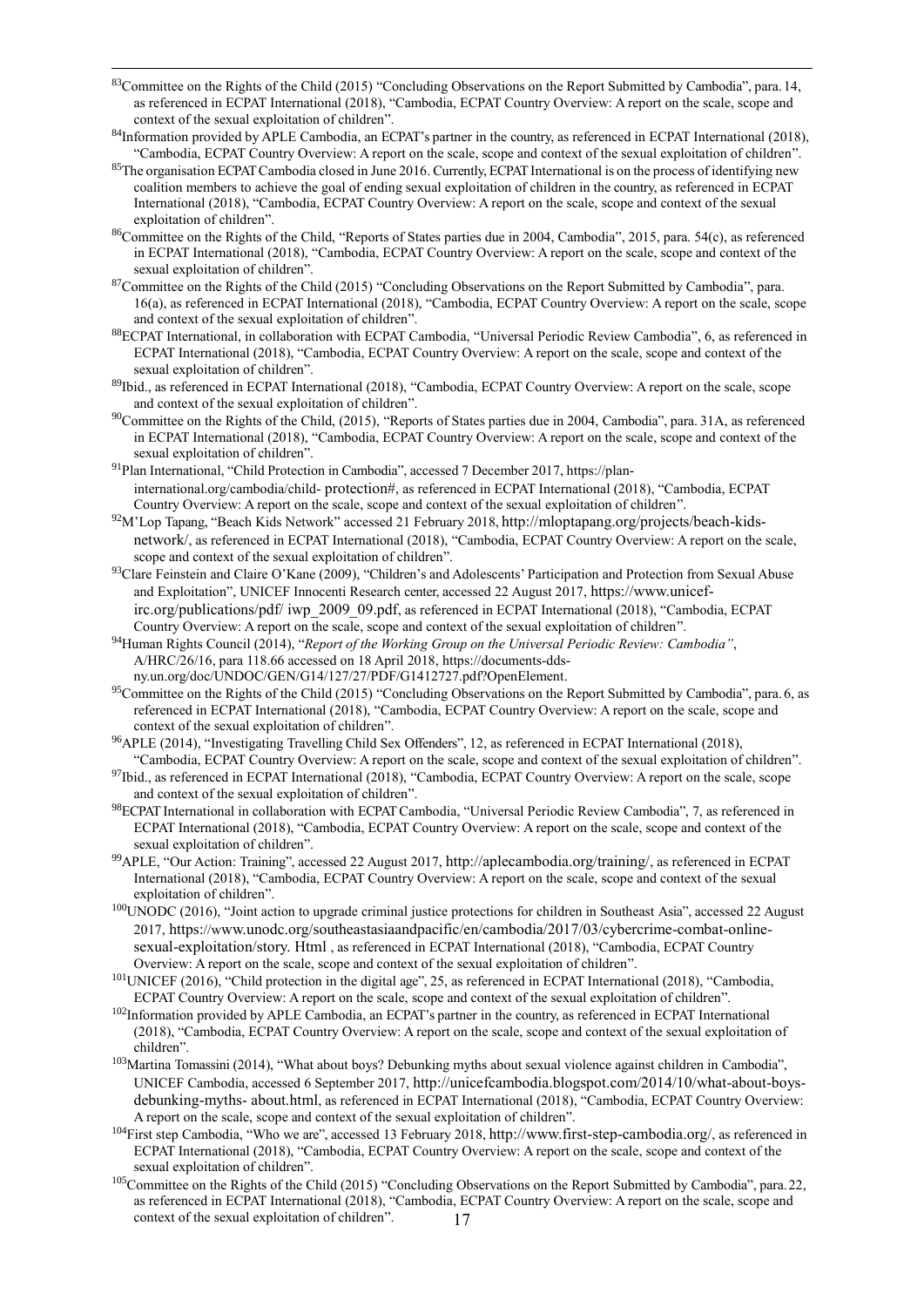[83]Committee on the Rights of the Child (2015) "Concluding Observations on the Report Submitted by Cambodia", para. 14, as referenced in ECPAT International (2018), "Cambodia, ECPAT Country Overview: A report on the scale, scope and context of the sexual exploitation of children".

[84]Information provided by APLE Cambodia, an ECPAT's partner in the country, as referenced in ECPAT International (2018), "Cambodia, ECPAT Country Overview: A report on the scale, scope and context of the sexual exploitation of children".

[85]The organisation ECPAT Cambodia closed in June 2016. Currently, ECPAT International is on the process of identifying new coalition members to achieve the goal of ending sexual exploitation of children in the country, as referenced in ECPAT International (2018), "Cambodia, ECPAT Country Overview: A report on the scale, scope and context of the sexual exploitation of children".

[86]Committee on the Rights of the Child, "Reports of States parties due in 2004, Cambodia", 2015, para. 54(c), as referenced in ECPAT International (2018), "Cambodia, ECPAT Country Overview: A report on the scale, scope and context of the sexual exploitation of children".

[87]Committee on the Rights of the Child (2015) "Concluding Observations on the Report Submitted by Cambodia", para. 16(a), as referenced in ECPAT International (2018), "Cambodia, ECPAT Country Overview: A report on the scale, scope and context of the sexual exploitation of children".

[88]ECPAT International, in collaboration with ECPAT Cambodia, "Universal Periodic Review Cambodia", 6, as referenced in ECPAT International (2018), "Cambodia, ECPAT Country Overview: A report on the scale, scope and context of the sexual exploitation of children".

[89]Ibid., as referenced in ECPAT International (2018), "Cambodia, ECPAT Country Overview: A report on the scale, scope and context of the sexual exploitation of children".

[90]Committee on the Rights of the Child, (2015), "Reports of States parties due in 2004, Cambodia", para. 31A, as referenced in ECPAT International (2018), "Cambodia, ECPAT Country Overview: A report on the scale, scope and context of the sexual exploitation of children".

[91]Plan International, "Child Protection in Cambodia", accessed 7 December 2017, https://plan-international.org/cambodia/child- protection#, as referenced in ECPAT International (2018), "Cambodia, ECPAT Country Overview: A report on the scale, scope and context of the sexual exploitation of children".

[92]M'Lop Tapang, "Beach Kids Network" accessed 21 February 2018, http://mloptapang.org/projects/beach-kids-network/, as referenced in ECPAT International (2018), "Cambodia, ECPAT Country Overview: A report on the scale, scope and context of the sexual exploitation of children".

[93]Clare Feinstein and Claire O'Kane (2009), "Children's and Adolescents' Participation and Protection from Sexual Abuse and Exploitation", UNICEF Innocenti Research center, accessed 22 August 2017, https://www.unicef-irc.org/publications/pdf/ iwp_2009_09.pdf, as referenced in ECPAT International (2018), "Cambodia, ECPAT Country Overview: A report on the scale, scope and context of the sexual exploitation of children".

[94]Human Rights Council (2014), "*Report of the Working Group on the Universal Periodic Review: Cambodia"*, A/HRC/26/16, para 118.66 accessed on 18 April 2018, https://documents-dds-ny.un.org/doc/UNDOC/GEN/G14/127/27/PDF/G1412727.pdf?OpenElement.

[95]Committee on the Rights of the Child (2015) "Concluding Observations on the Report Submitted by Cambodia", para. 6, as referenced in ECPAT International (2018), "Cambodia, ECPAT Country Overview: A report on the scale, scope and context of the sexual exploitation of children".

[96]APLE (2014), "Investigating Travelling Child Sex Offenders", 12, as referenced in ECPAT International (2018), "Cambodia, ECPAT Country Overview: A report on the scale, scope and context of the sexual exploitation of children".

[97]Ibid., as referenced in ECPAT International (2018), "Cambodia, ECPAT Country Overview: A report on the scale, scope and context of the sexual exploitation of children".

[98]ECPAT International in collaboration with ECPAT Cambodia, "Universal Periodic Review Cambodia", 7, as referenced in ECPAT International (2018), "Cambodia, ECPAT Country Overview: A report on the scale, scope and context of the sexual exploitation of children".

[99]APLE, "Our Action: Training", accessed 22 August 2017, http://aplecambodia.org/training/, as referenced in ECPAT International (2018), "Cambodia, ECPAT Country Overview: A report on the scale, scope and context of the sexual exploitation of children".

[100]UNODC (2016), "Joint action to upgrade criminal justice protections for children in Southeast Asia", accessed 22 August 2017, https://www.unodc.org/southeastasiaandpacific/en/cambodia/2017/03/cybercrime-combat-online-sexual-exploitation/story. Html , as referenced in ECPAT International (2018), "Cambodia, ECPAT Country Overview: A report on the scale, scope and context of the sexual exploitation of children".

[101]UNICEF (2016), "Child protection in the digital age", 25, as referenced in ECPAT International (2018), "Cambodia, ECPAT Country Overview: A report on the scale, scope and context of the sexual exploitation of children".

[102]Information provided by APLE Cambodia, an ECPAT's partner in the country, as referenced in ECPAT International (2018), "Cambodia, ECPAT Country Overview: A report on the scale, scope and context of the sexual exploitation of children".

[103]Martina Tomassini (2014), "What about boys? Debunking myths about sexual violence against children in Cambodia", UNICEF Cambodia, accessed 6 September 2017, http://unicefcambodia.blogspot.com/2014/10/what-about-boys-debunking-myths- about.html, as referenced in ECPAT International (2018), "Cambodia, ECPAT Country Overview: A report on the scale, scope and context of the sexual exploitation of children".

[104]First step Cambodia, "Who we are", accessed 13 February 2018, http://www.first-step-cambodia.org/, as referenced in ECPAT International (2018), "Cambodia, ECPAT Country Overview: A report on the scale, scope and context of the sexual exploitation of children".

[105]Committee on the Rights of the Child (2015) "Concluding Observations on the Report Submitted by Cambodia", para. 22, as referenced in ECPAT International (2018), "Cambodia, ECPAT Country Overview: A report on the scale, scope and context of the sexual exploitation of children".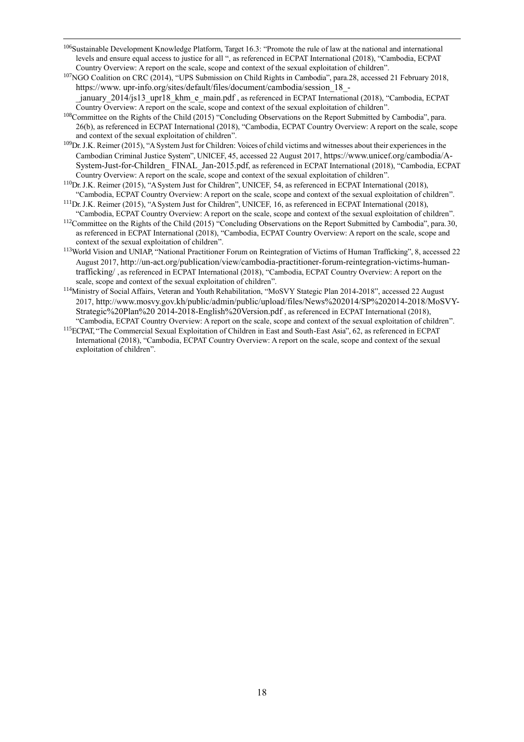[106]Sustainable Development Knowledge Platform, Target 16.3: "Promote the rule of law at the national and international levels and ensure equal access to justice for all ", as referenced in ECPAT International (2018), "Cambodia, ECPAT Country Overview: A report on the scale, scope and context of the sexual exploitation of children".

[107]NGO Coalition on CRC (2014), "UPS Submission on Child Rights in Cambodia", para.28, accessed 21 February 2018, https://www. upr-info.org/sites/default/files/document/cambodia/session_18_-_january_2014/js13_upr18_khm_e_main.pdf , as referenced in ECPAT International (2018), "Cambodia, ECPAT Country Overview: A report on the scale, scope and context of the sexual exploitation of children".

[108]Committee on the Rights of the Child (2015) "Concluding Observations on the Report Submitted by Cambodia", para. 26(b), as referenced in ECPAT International (2018), "Cambodia, ECPAT Country Overview: A report on the scale, scope and context of the sexual exploitation of children".

[109]Dr. J.K. Reimer (2015), "A System Just for Children: Voices of child victims and witnesses about their experiences in the Cambodian Criminal Justice System", UNICEF, 45, accessed 22 August 2017, https://www.unicef.org/cambodia/A-System-Just-for-Children_ FINAL_Jan-2015.pdf, as referenced in ECPAT International (2018), "Cambodia, ECPAT Country Overview: A report on the scale, scope and context of the sexual exploitation of children".

[110]Dr. J.K. Reimer (2015), "A System Just for Children", UNICEF, 54, as referenced in ECPAT International (2018), "Cambodia, ECPAT Country Overview: A report on the scale, scope and context of the sexual exploitation of children".

[111]Dr. J.K. Reimer (2015), "A System Just for Children", UNICEF, 16, as referenced in ECPAT International (2018), "Cambodia, ECPAT Country Overview: A report on the scale, scope and context of the sexual exploitation of children".

[112]Committee on the Rights of the Child (2015) "Concluding Observations on the Report Submitted by Cambodia", para. 30, as referenced in ECPAT International (2018), "Cambodia, ECPAT Country Overview: A report on the scale, scope and context of the sexual exploitation of children".

[113]World Vision and UNIAP, "National Practitioner Forum on Reintegration of Victims of Human Trafficking", 8, accessed 22 August 2017, http://un-act.org/publication/view/cambodia-practitioner-forum-reintegration-victims-human-trafficking/ , as referenced in ECPAT International (2018), "Cambodia, ECPAT Country Overview: A report on the scale, scope and context of the sexual exploitation of children".

[114]Ministry of Social Affairs, Veteran and Youth Rehabilitation, "MoSVY Stategic Plan 2014-2018", accessed 22 August 2017, http://www.mosvy.gov.kh/public/admin/public/upload/files/News%202014/SP%202014-2018/MoSVY-Strategic%20Plan%20 2014-2018-English%20Version.pdf , as referenced in ECPAT International (2018), "Cambodia, ECPAT Country Overview: A report on the scale, scope and context of the sexual exploitation of children".

[115]ECPAT, "The Commercial Sexual Exploitation of Children in East and South-East Asia", 62, as referenced in ECPAT International (2018), "Cambodia, ECPAT Country Overview: A report on the scale, scope and context of the sexual exploitation of children".